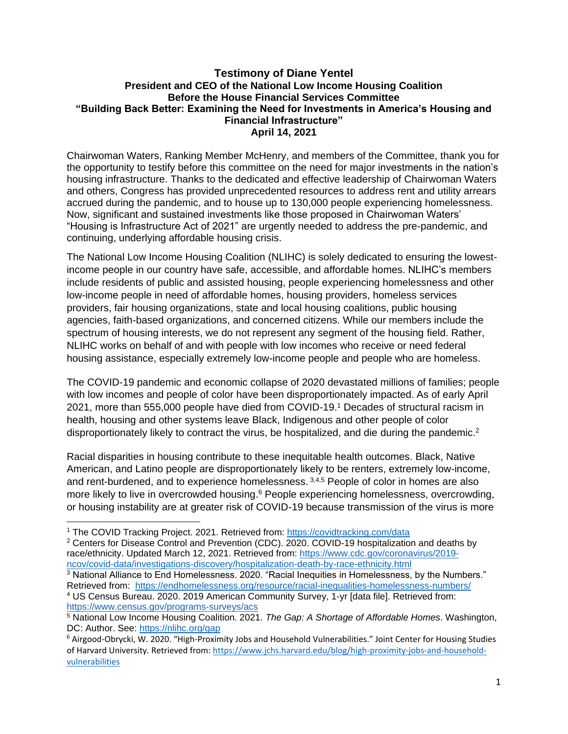# Testimony of Diane Yentel
## President and CEO of the National Low Income Housing Coalition
## Before the House Financial Services Committee
## "Building Back Better: Examining the Need for Investments in America's Housing and Financial Infrastructure"
## April 14, 2021

Chairwoman Waters, Ranking Member McHenry, and members of the Committee, thank you for the opportunity to testify before this committee on the need for major investments in the nation's housing infrastructure. Thanks to the dedicated and effective leadership of Chairwoman Waters and others, Congress has provided unprecedented resources to address rent and utility arrears accrued during the pandemic, and to house up to 130,000 people experiencing homelessness. Now, significant and sustained investments like those proposed in Chairwoman Waters' "Housing is Infrastructure Act of 2021" are urgently needed to address the pre-pandemic, and continuing, underlying affordable housing crisis.

The National Low Income Housing Coalition (NLIHC) is solely dedicated to ensuring the lowest-income people in our country have safe, accessible, and affordable homes. NLIHC's members include residents of public and assisted housing, people experiencing homelessness and other low-income people in need of affordable homes, housing providers, homeless services providers, fair housing organizations, state and local housing coalitions, public housing agencies, faith-based organizations, and concerned citizens. While our members include the spectrum of housing interests, we do not represent any segment of the housing field. Rather, NLIHC works on behalf of and with people with low incomes who receive or need federal housing assistance, especially extremely low-income people and people who are homeless.

The COVID-19 pandemic and economic collapse of 2020 devastated millions of families; people with low incomes and people of color have been disproportionately impacted. As of early April 2021, more than 555,000 people have died from COVID-19.[1] Decades of structural racism in health, housing and other systems leave Black, Indigenous and other people of color disproportionately likely to contract the virus, be hospitalized, and die during the pandemic.[2]

Racial disparities in housing contribute to these inequitable health outcomes. Black, Native American, and Latino people are disproportionately likely to be renters, extremely low-income, and rent-burdened, and to experience homelessness.[3,4,5] People of color in homes are also more likely to live in overcrowded housing.[6] People experiencing homelessness, overcrowding, or housing instability are at greater risk of COVID-19 because transmission of the virus is more

---

[1] The COVID Tracking Project. 2021. Retrieved from: https://covidtracking.com/data

[2] Centers for Disease Control and Prevention (CDC). 2020. COVID-19 hospitalization and deaths by race/ethnicity. Updated March 12, 2021. Retrieved from: https://www.cdc.gov/coronavirus/2019-ncov/covid-data/investigations-discovery/hospitalization-death-by-race-ethnicity.html

[3] National Alliance to End Homelessness. 2020. "Racial Inequities in Homelessness, by the Numbers." Retrieved from: https://endhomelessness.org/resource/racial-inequalities-homelessness-numbers/

[4] US Census Bureau. 2020. 2019 American Community Survey, 1-yr [data file]. Retrieved from: https://www.census.gov/programs-surveys/acs

[5] National Low Income Housing Coalition. 2021. *The Gap: A Shortage of Affordable Homes*. Washington, DC: Author. See: https://nlihc.org/gap

[6] Airgood-Obrycki, W. 2020. "High-Proximity Jobs and Household Vulnerabilities." Joint Center for Housing Studies of Harvard University. Retrieved from: https://www.jchs.harvard.edu/blog/high-proximity-jobs-and-household-vulnerabilities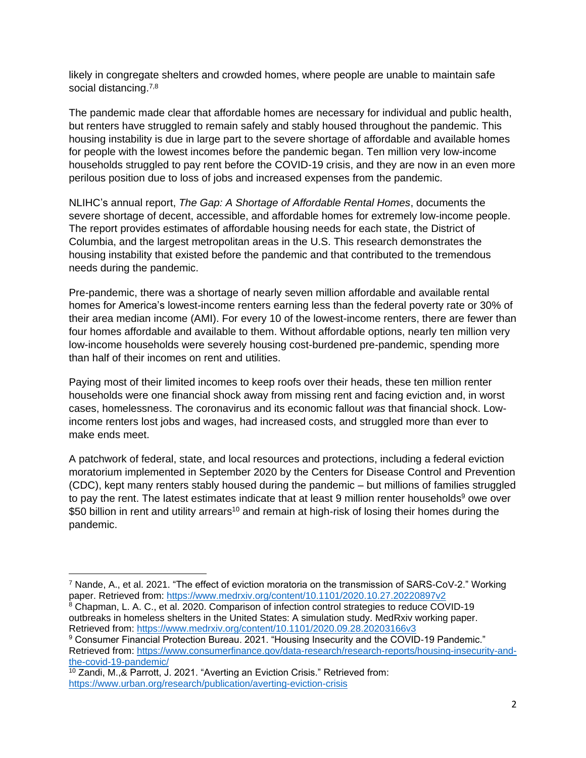likely in congregate shelters and crowded homes, where people are unable to maintain safe social distancing.[7,8]

The pandemic made clear that affordable homes are necessary for individual and public health, but renters have struggled to remain safely and stably housed throughout the pandemic. This housing instability is due in large part to the severe shortage of affordable and available homes for people with the lowest incomes before the pandemic began. Ten million very low-income households struggled to pay rent before the COVID-19 crisis, and they are now in an even more perilous position due to loss of jobs and increased expenses from the pandemic.

NLIHC's annual report, *The Gap: A Shortage of Affordable Rental Homes*, documents the severe shortage of decent, accessible, and affordable homes for extremely low-income people. The report provides estimates of affordable housing needs for each state, the District of Columbia, and the largest metropolitan areas in the U.S. This research demonstrates the housing instability that existed before the pandemic and that contributed to the tremendous needs during the pandemic.

Pre-pandemic, there was a shortage of nearly seven million affordable and available rental homes for America's lowest-income renters earning less than the federal poverty rate or 30% of their area median income (AMI). For every 10 of the lowest-income renters, there are fewer than four homes affordable and available to them. Without affordable options, nearly ten million very low-income households were severely housing cost-burdened pre-pandemic, spending more than half of their incomes on rent and utilities.

Paying most of their limited incomes to keep roofs over their heads, these ten million renter households were one financial shock away from missing rent and facing eviction and, in worst cases, homelessness. The coronavirus and its economic fallout *was* that financial shock. Low-income renters lost jobs and wages, had increased costs, and struggled more than ever to make ends meet.

A patchwork of federal, state, and local resources and protections, including a federal eviction moratorium implemented in September 2020 by the Centers for Disease Control and Prevention (CDC), kept many renters stably housed during the pandemic – but millions of families struggled to pay the rent. The latest estimates indicate that at least 9 million renter households[9] owe over $50 billion in rent and utility arrears[10] and remain at high-risk of losing their homes during the pandemic.

---

[7] Nande, A., et al. 2021. "The effect of eviction moratoria on the transmission of SARS-CoV-2." Working paper. Retrieved from: https://www.medrxiv.org/content/10.1101/2020.10.27.20220897v2

[8] Chapman, L. A. C., et al. 2020. Comparison of infection control strategies to reduce COVID-19 outbreaks in homeless shelters in the United States: A simulation study. MedRxiv working paper. Retrieved from: https://www.medrxiv.org/content/10.1101/2020.09.28.20203166v3

[9] Consumer Financial Protection Bureau. 2021. "Housing Insecurity and the COVID-19 Pandemic." Retrieved from: https://www.consumerfinance.gov/data-research/research-reports/housing-insecurity-and-the-covid-19-pandemic/

[10] Zandi, M.,& Parrott, J. 2021. "Averting an Eviction Crisis." Retrieved from: https://www.urban.org/research/publication/averting-eviction-crisis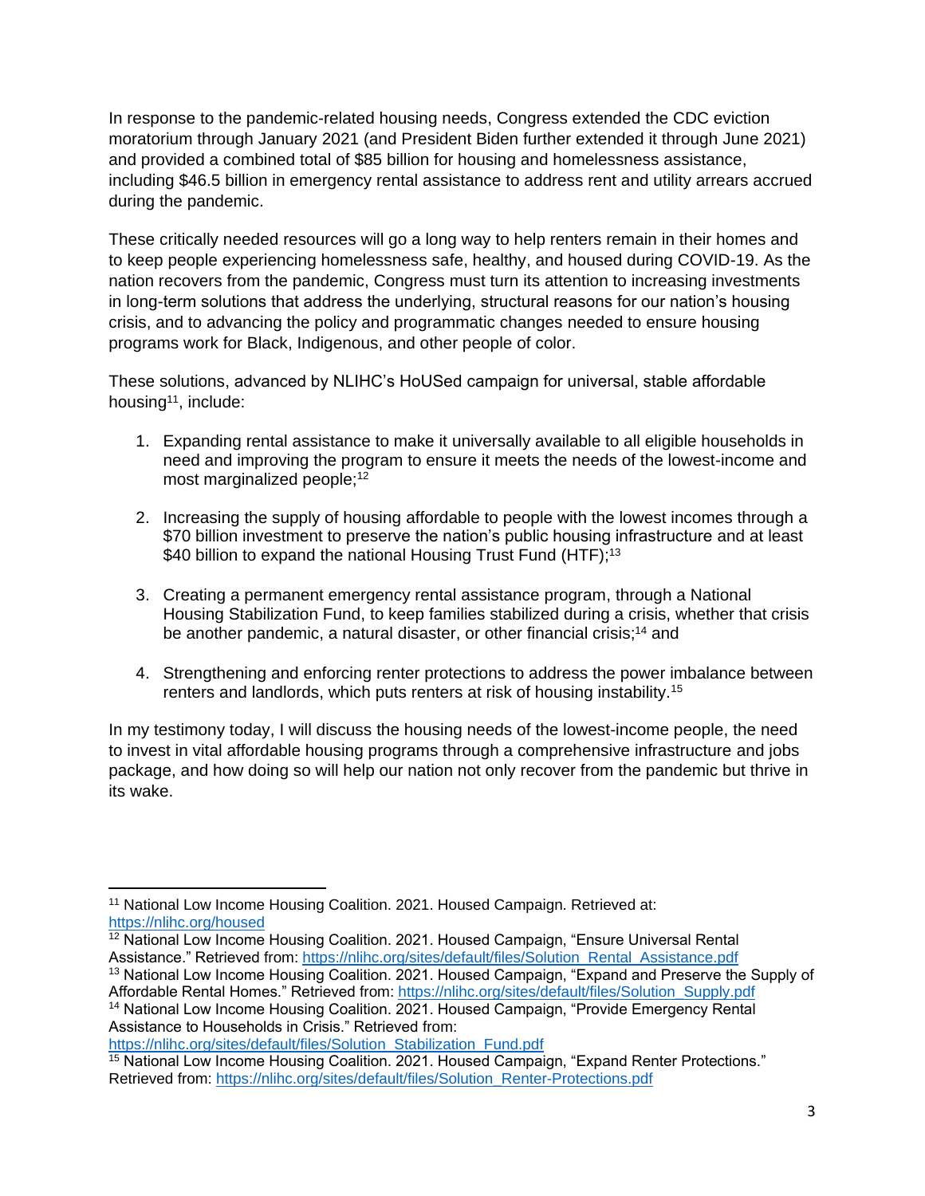In response to the pandemic-related housing needs, Congress extended the CDC eviction moratorium through January 2021 (and President Biden further extended it through June 2021) and provided a combined total of $85 billion for housing and homelessness assistance, including $46.5 billion in emergency rental assistance to address rent and utility arrears accrued during the pandemic.

These critically needed resources will go a long way to help renters remain in their homes and to keep people experiencing homelessness safe, healthy, and housed during COVID-19. As the nation recovers from the pandemic, Congress must turn its attention to increasing investments in long-term solutions that address the underlying, structural reasons for our nation's housing crisis, and to advancing the policy and programmatic changes needed to ensure housing programs work for Black, Indigenous, and other people of color.

These solutions, advanced by NLIHC's HoUSed campaign for universal, stable affordable housing[11], include:

1. Expanding rental assistance to make it universally available to all eligible households in need and improving the program to ensure it meets the needs of the lowest-income and most marginalized people;[12]

2. Increasing the supply of housing affordable to people with the lowest incomes through a $70 billion investment to preserve the nation's public housing infrastructure and at least $40 billion to expand the national Housing Trust Fund (HTF);[13]

3. Creating a permanent emergency rental assistance program, through a National Housing Stabilization Fund, to keep families stabilized during a crisis, whether that crisis be another pandemic, a natural disaster, or other financial crisis;[14] and

4. Strengthening and enforcing renter protections to address the power imbalance between renters and landlords, which puts renters at risk of housing instability.[15]

In my testimony today, I will discuss the housing needs of the lowest-income people, the need to invest in vital affordable housing programs through a comprehensive infrastructure and jobs package, and how doing so will help our nation not only recover from the pandemic but thrive in its wake.

---

[11] National Low Income Housing Coalition. 2021. Housed Campaign. Retrieved at: https://nlihc.org/housed

[12] National Low Income Housing Coalition. 2021. Housed Campaign, "Ensure Universal Rental Assistance." Retrieved from: https://nlihc.org/sites/default/files/Solution_Rental_Assistance.pdf

[13] National Low Income Housing Coalition. 2021. Housed Campaign, "Expand and Preserve the Supply of Affordable Rental Homes." Retrieved from: https://nlihc.org/sites/default/files/Solution_Supply.pdf

[14] National Low Income Housing Coalition. 2021. Housed Campaign, "Provide Emergency Rental Assistance to Households in Crisis." Retrieved from: https://nlihc.org/sites/default/files/Solution_Stabilization_Fund.pdf

[15] National Low Income Housing Coalition. 2021. Housed Campaign, "Expand Renter Protections." Retrieved from: https://nlihc.org/sites/default/files/Solution_Renter-Protections.pdf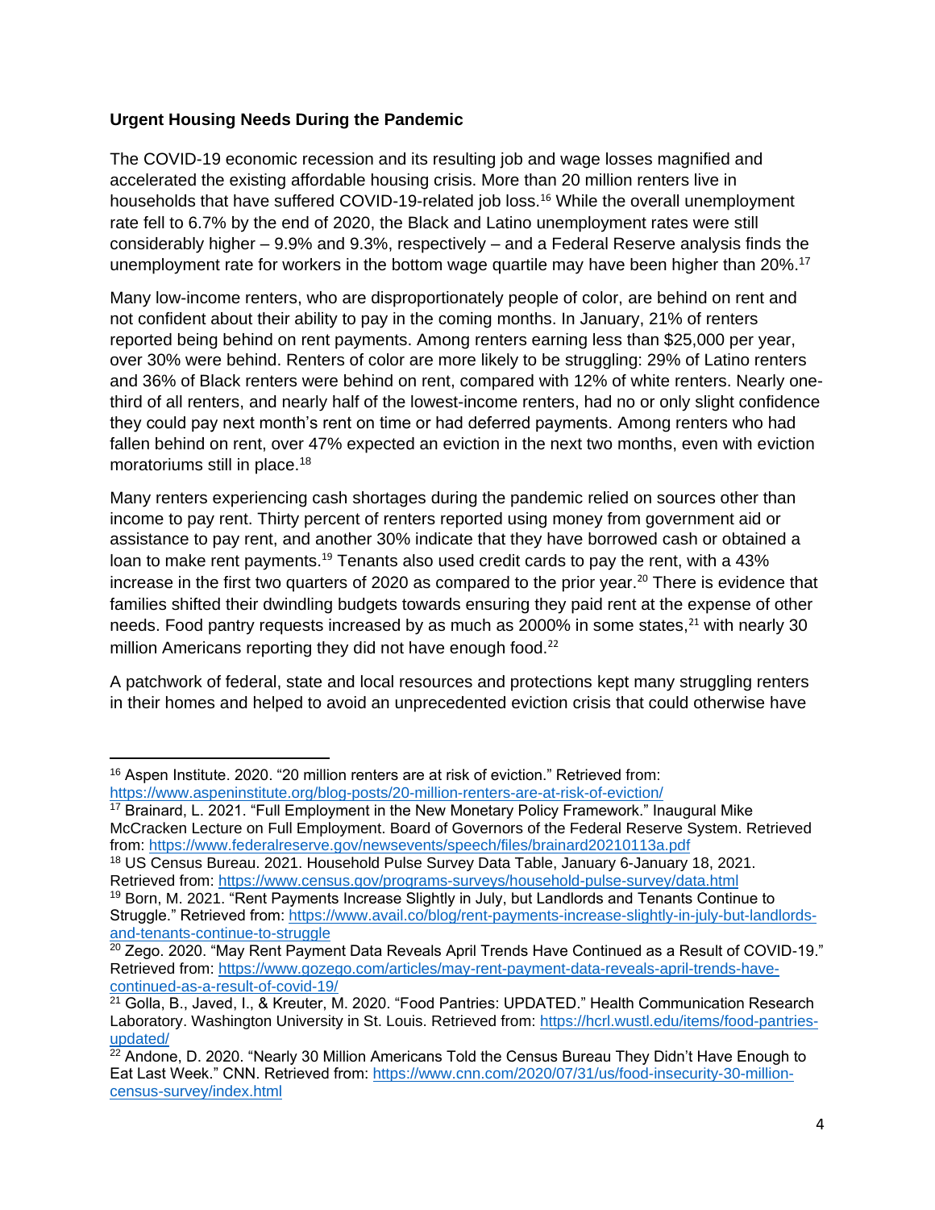### Urgent Housing Needs During the Pandemic

The COVID-19 economic recession and its resulting job and wage losses magnified and accelerated the existing affordable housing crisis. More than 20 million renters live in households that have suffered COVID-19-related job loss.[16] While the overall unemployment rate fell to 6.7% by the end of 2020, the Black and Latino unemployment rates were still considerably higher – 9.9% and 9.3%, respectively – and a Federal Reserve analysis finds the unemployment rate for workers in the bottom wage quartile may have been higher than 20%.[17]

Many low-income renters, who are disproportionately people of color, are behind on rent and not confident about their ability to pay in the coming months. In January, 21% of renters reported being behind on rent payments. Among renters earning less than $25,000 per year, over 30% were behind. Renters of color are more likely to be struggling: 29% of Latino renters and 36% of Black renters were behind on rent, compared with 12% of white renters. Nearly one-third of all renters, and nearly half of the lowest-income renters, had no or only slight confidence they could pay next month's rent on time or had deferred payments. Among renters who had fallen behind on rent, over 47% expected an eviction in the next two months, even with eviction moratoriums still in place.[18]

Many renters experiencing cash shortages during the pandemic relied on sources other than income to pay rent. Thirty percent of renters reported using money from government aid or assistance to pay rent, and another 30% indicate that they have borrowed cash or obtained a loan to make rent payments.[19] Tenants also used credit cards to pay the rent, with a 43% increase in the first two quarters of 2020 as compared to the prior year.[20] There is evidence that families shifted their dwindling budgets towards ensuring they paid rent at the expense of other needs. Food pantry requests increased by as much as 2000% in some states,[21] with nearly 30 million Americans reporting they did not have enough food.[22]

A patchwork of federal, state and local resources and protections kept many struggling renters in their homes and helped to avoid an unprecedented eviction crisis that could otherwise have

---

[16] Aspen Institute. 2020. "20 million renters are at risk of eviction." Retrieved from: https://www.aspeninstitute.org/blog-posts/20-million-renters-are-at-risk-of-eviction/

[17] Brainard, L. 2021. "Full Employment in the New Monetary Policy Framework." Inaugural Mike McCracken Lecture on Full Employment. Board of Governors of the Federal Reserve System. Retrieved from: https://www.federalreserve.gov/newsevents/speech/files/brainard20210113a.pdf

[18] US Census Bureau. 2021. Household Pulse Survey Data Table, January 6-January 18, 2021. Retrieved from: https://www.census.gov/programs-surveys/household-pulse-survey/data.html

[19] Born, M. 2021. "Rent Payments Increase Slightly in July, but Landlords and Tenants Continue to Struggle." Retrieved from: https://www.avail.co/blog/rent-payments-increase-slightly-in-july-but-landlords-and-tenants-continue-to-struggle

[20] Zego. 2020. "May Rent Payment Data Reveals April Trends Have Continued as a Result of COVID-19." Retrieved from: https://www.gozego.com/articles/may-rent-payment-data-reveals-april-trends-have-continued-as-a-result-of-covid-19/

[21] Golla, B., Javed, I., & Kreuter, M. 2020. "Food Pantries: UPDATED." Health Communication Research Laboratory. Washington University in St. Louis. Retrieved from: https://hcrl.wustl.edu/items/food-pantries-updated/

[22] Andone, D. 2020. "Nearly 30 Million Americans Told the Census Bureau They Didn't Have Enough to Eat Last Week." CNN. Retrieved from: https://www.cnn.com/2020/07/31/us/food-insecurity-30-million-census-survey/index.html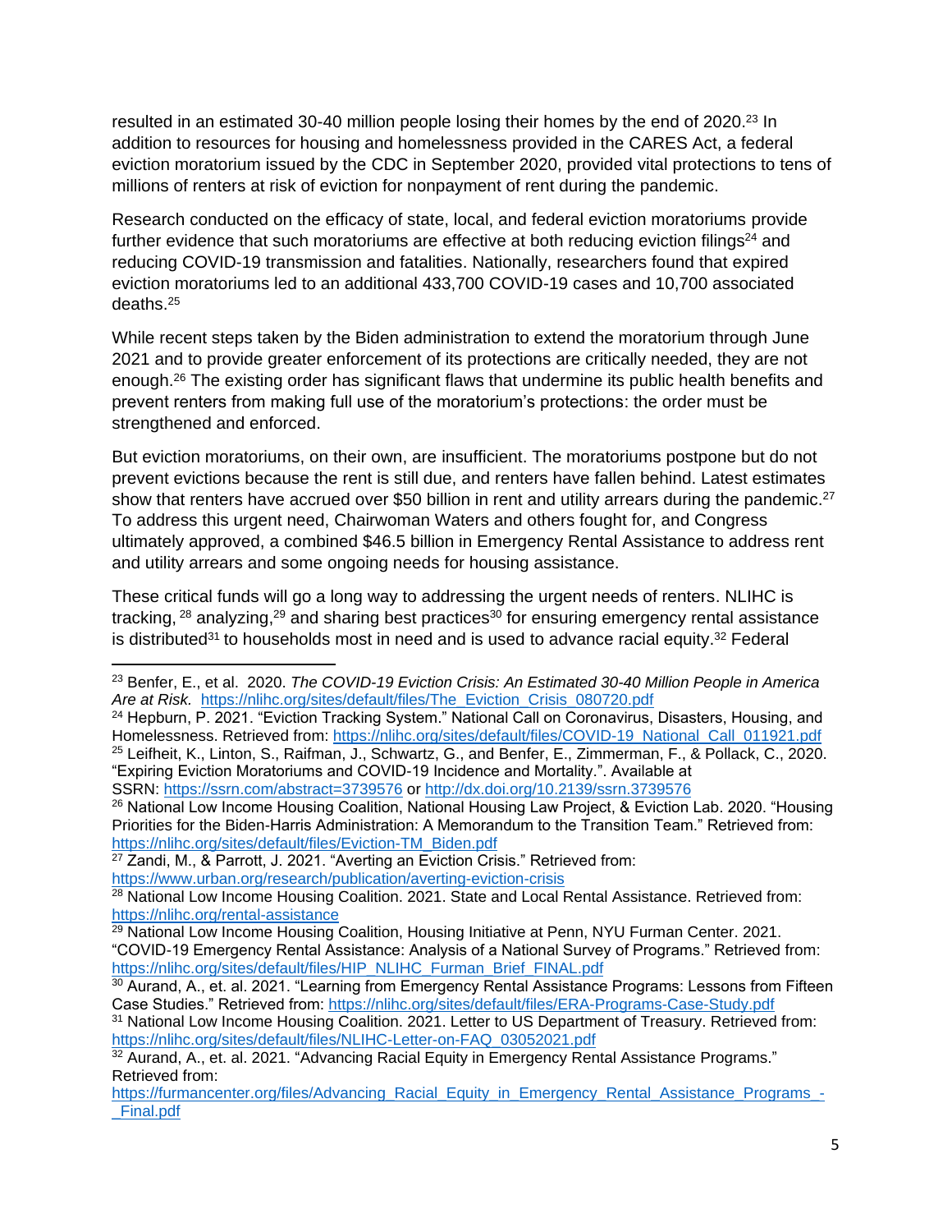resulted in an estimated 30-40 million people losing their homes by the end of 2020.[23] In addition to resources for housing and homelessness provided in the CARES Act, a federal eviction moratorium issued by the CDC in September 2020, provided vital protections to tens of millions of renters at risk of eviction for nonpayment of rent during the pandemic.

Research conducted on the efficacy of state, local, and federal eviction moratoriums provide further evidence that such moratoriums are effective at both reducing eviction filings[24] and reducing COVID-19 transmission and fatalities. Nationally, researchers found that expired eviction moratoriums led to an additional 433,700 COVID-19 cases and 10,700 associated deaths.[25]

While recent steps taken by the Biden administration to extend the moratorium through June 2021 and to provide greater enforcement of its protections are critically needed, they are not enough.[26] The existing order has significant flaws that undermine its public health benefits and prevent renters from making full use of the moratorium's protections: the order must be strengthened and enforced.

But eviction moratoriums, on their own, are insufficient. The moratoriums postpone but do not prevent evictions because the rent is still due, and renters have fallen behind. Latest estimates show that renters have accrued over $50 billion in rent and utility arrears during the pandemic.[27] To address this urgent need, Chairwoman Waters and others fought for, and Congress ultimately approved, a combined $46.5 billion in Emergency Rental Assistance to address rent and utility arrears and some ongoing needs for housing assistance.

These critical funds will go a long way to addressing the urgent needs of renters. NLIHC is tracking,[28] analyzing,[29] and sharing best practices[30] for ensuring emergency rental assistance is distributed[31] to households most in need and is used to advance racial equity.[32] Federal

---

[23] Benfer, E., et al. 2020. *The COVID-19 Eviction Crisis: An Estimated 30-40 Million People in America Are at Risk.* https://nlihc.org/sites/default/files/The_Eviction_Crisis_080720.pdf

[24] Hepburn, P. 2021. "Eviction Tracking System." National Call on Coronavirus, Disasters, Housing, and Homelessness. Retrieved from: https://nlihc.org/sites/default/files/COVID-19_National_Call_011921.pdf

[25] Leifheit, K., Linton, S., Raifman, J., Schwartz, G., and Benfer, E., Zimmerman, F., & Pollack, C., 2020. "Expiring Eviction Moratoriums and COVID-19 Incidence and Mortality.". Available at SSRN: https://ssrn.com/abstract=3739576 or http://dx.doi.org/10.2139/ssrn.3739576

[26] National Low Income Housing Coalition, National Housing Law Project, & Eviction Lab. 2020. "Housing Priorities for the Biden-Harris Administration: A Memorandum to the Transition Team." Retrieved from: https://nlihc.org/sites/default/files/Eviction-TM_Biden.pdf

[27] Zandi, M., & Parrott, J. 2021. "Averting an Eviction Crisis." Retrieved from: https://www.urban.org/research/publication/averting-eviction-crisis

[28] National Low Income Housing Coalition. 2021. State and Local Rental Assistance. Retrieved from: https://nlihc.org/rental-assistance

[29] National Low Income Housing Coalition, Housing Initiative at Penn, NYU Furman Center. 2021. "COVID-19 Emergency Rental Assistance: Analysis of a National Survey of Programs." Retrieved from: https://nlihc.org/sites/default/files/HIP_NLIHC_Furman_Brief_FINAL.pdf

[30] Aurand, A., et. al. 2021. "Learning from Emergency Rental Assistance Programs: Lessons from Fifteen Case Studies." Retrieved from: https://nlihc.org/sites/default/files/ERA-Programs-Case-Study.pdf

[31] National Low Income Housing Coalition. 2021. Letter to US Department of Treasury. Retrieved from: https://nlihc.org/sites/default/files/NLIHC-Letter-on-FAQ_03052021.pdf

[32] Aurand, A., et. al. 2021. "Advancing Racial Equity in Emergency Rental Assistance Programs." Retrieved from: https://furmancenter.org/files/Advancing_Racial_Equity_in_Emergency_Rental_Assistance_Programs_-_Final.pdf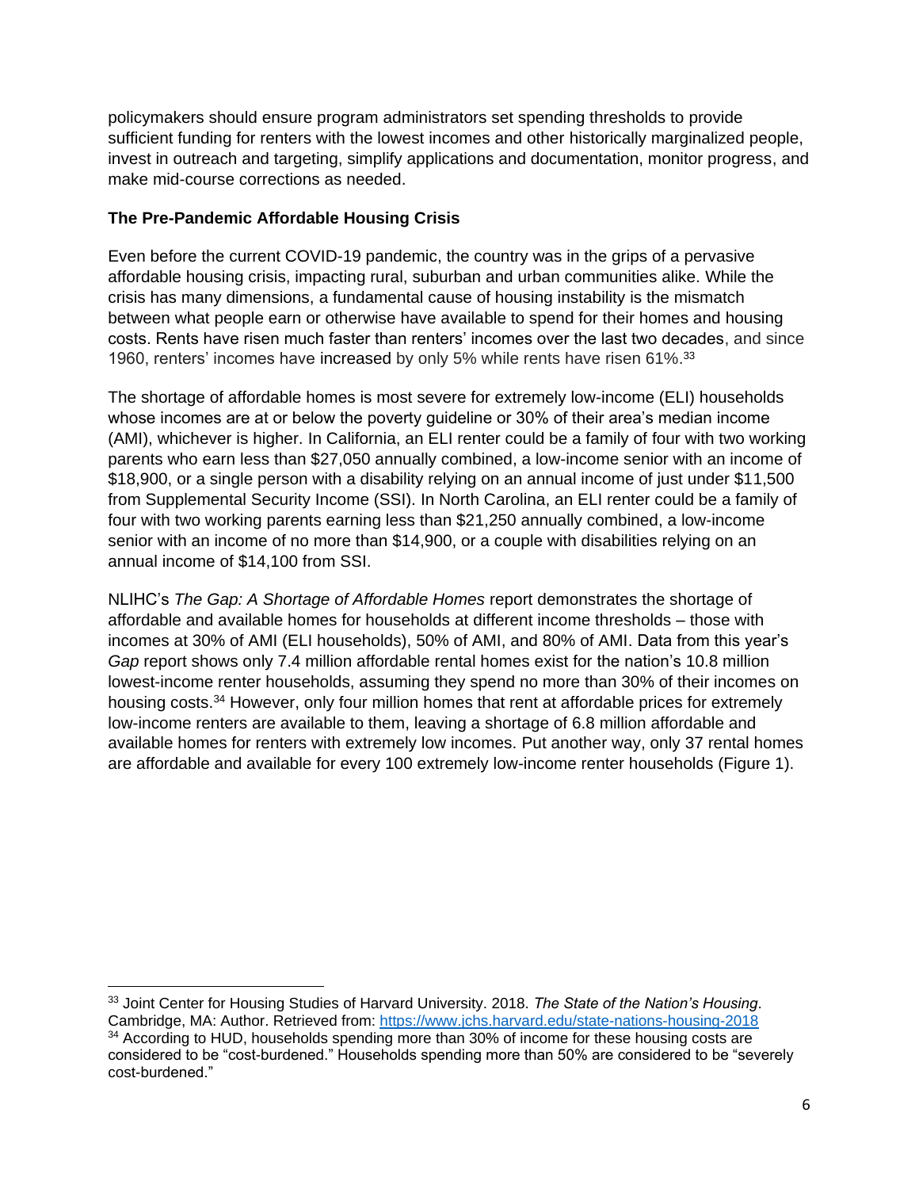policymakers should ensure program administrators set spending thresholds to provide sufficient funding for renters with the lowest incomes and other historically marginalized people, invest in outreach and targeting, simplify applications and documentation, monitor progress, and make mid-course corrections as needed.

**The Pre-Pandemic Affordable Housing Crisis**

Even before the current COVID-19 pandemic, the country was in the grips of a pervasive affordable housing crisis, impacting rural, suburban and urban communities alike. While the crisis has many dimensions, a fundamental cause of housing instability is the mismatch between what people earn or otherwise have available to spend for their homes and housing costs. Rents have risen much faster than renters' incomes over the last two decades, and since 1960, renters' incomes have increased by only 5% while rents have risen 61%.[33]

The shortage of affordable homes is most severe for extremely low-income (ELI) households whose incomes are at or below the poverty guideline or 30% of their area's median income (AMI), whichever is higher. In California, an ELI renter could be a family of four with two working parents who earn less than $27,050 annually combined, a low-income senior with an income of $18,900, or a single person with a disability relying on an annual income of just under $11,500 from Supplemental Security Income (SSI). In North Carolina, an ELI renter could be a family of four with two working parents earning less than $21,250 annually combined, a low-income senior with an income of no more than $14,900, or a couple with disabilities relying on an annual income of $14,100 from SSI.

NLIHC's *The Gap: A Shortage of Affordable Homes* report demonstrates the shortage of affordable and available homes for households at different income thresholds – those with incomes at 30% of AMI (ELI households), 50% of AMI, and 80% of AMI. Data from this year's *Gap* report shows only 7.4 million affordable rental homes exist for the nation's 10.8 million lowest-income renter households, assuming they spend no more than 30% of their incomes on housing costs.[34] However, only four million homes that rent at affordable prices for extremely low-income renters are available to them, leaving a shortage of 6.8 million affordable and available homes for renters with extremely low incomes. Put another way, only 37 rental homes are affordable and available for every 100 extremely low-income renter households (Figure 1).

---

[33] Joint Center for Housing Studies of Harvard University. 2018. *The State of the Nation's Housing*. Cambridge, MA: Author. Retrieved from: https://www.jchs.harvard.edu/state-nations-housing-2018

[34] According to HUD, households spending more than 30% of income for these housing costs are considered to be "cost-burdened." Households spending more than 50% are considered to be "severely cost-burdened."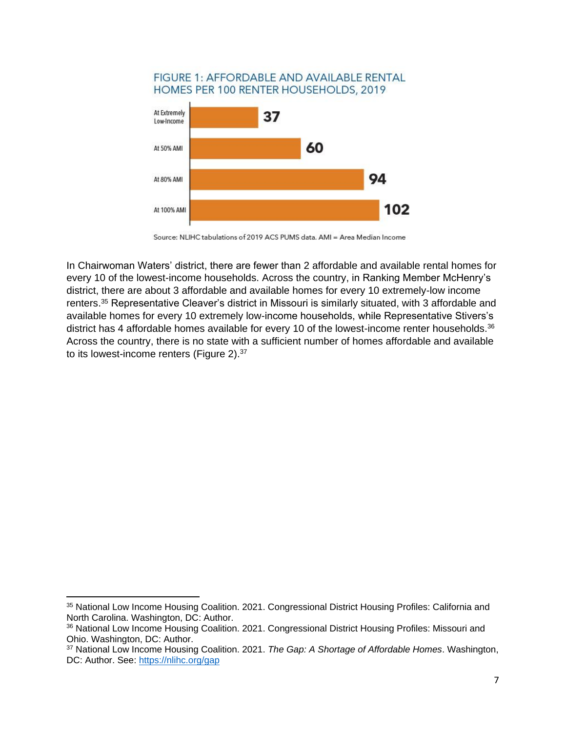FIGURE 1: AFFORDABLE AND AVAILABLE RENTAL HOMES PER 100 RENTER HOUSEHOLDS, 2019

| | |
| --- | --- |
| At Extremely Low-Income | 37 |
| At 50% AMI | 60 |
| At 80% AMI | 94 |
| At 100% AMI | 102 |

Source: NLIHC tabulations of 2019 ACS PUMS data. AMI = Area Median Income

In Chairwoman Waters' district, there are fewer than 2 affordable and available rental homes for every 10 of the lowest-income households. Across the country, in Ranking Member McHenry's district, there are about 3 affordable and available homes for every 10 extremely-low income renters.[35] Representative Cleaver's district in Missouri is similarly situated, with 3 affordable and available homes for every 10 extremely low-income households, while Representative Stivers's district has 4 affordable homes available for every 10 of the lowest-income renter households.[36] Across the country, there is no state with a sufficient number of homes affordable and available to its lowest-income renters (Figure 2).[37]

---

[35] National Low Income Housing Coalition. 2021. Congressional District Housing Profiles: California and North Carolina. Washington, DC: Author.

[36] National Low Income Housing Coalition. 2021. Congressional District Housing Profiles: Missouri and Ohio. Washington, DC: Author.

[37] National Low Income Housing Coalition. 2021. *The Gap: A Shortage of Affordable Homes*. Washington, DC: Author. See: https://nlihc.org/gap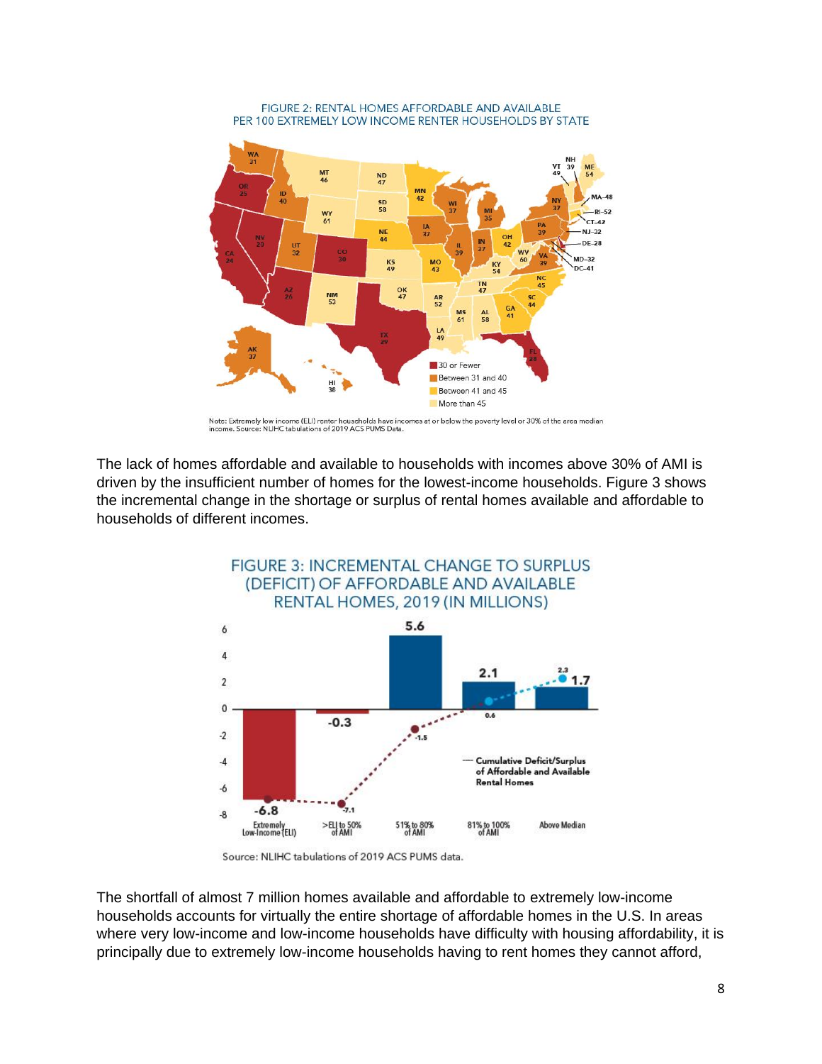FIGURE 2: RENTAL HOMES AFFORDABLE AND AVAILABLE PER 100 EXTREMELY LOW INCOME RENTER HOUSEHOLDS BY STATE

Note: Extremely low income (ELI) renter households have incomes at or below the poverty level or 30% of the area median income. Source: NLIHC tabulations of 2019 ACS PUMS Data.

The lack of homes affordable and available to households with incomes above 30% of AMI is driven by the insufficient number of homes for the lowest-income households. Figure 3 shows the incremental change in the shortage or surplus of rental homes available and affordable to households of different incomes.

FIGURE 3: INCREMENTAL CHANGE TO SURPLUS (DEFICIT) OF AFFORDABLE AND AVAILABLE RENTAL HOMES, 2019 (IN MILLIONS)

Source: NLIHC tabulations of 2019 ACS PUMS data.

The shortfall of almost 7 million homes available and affordable to extremely low-income households accounts for virtually the entire shortage of affordable homes in the U.S. In areas where very low-income and low-income households have difficulty with housing affordability, it is principally due to extremely low-income households having to rent homes they cannot afford,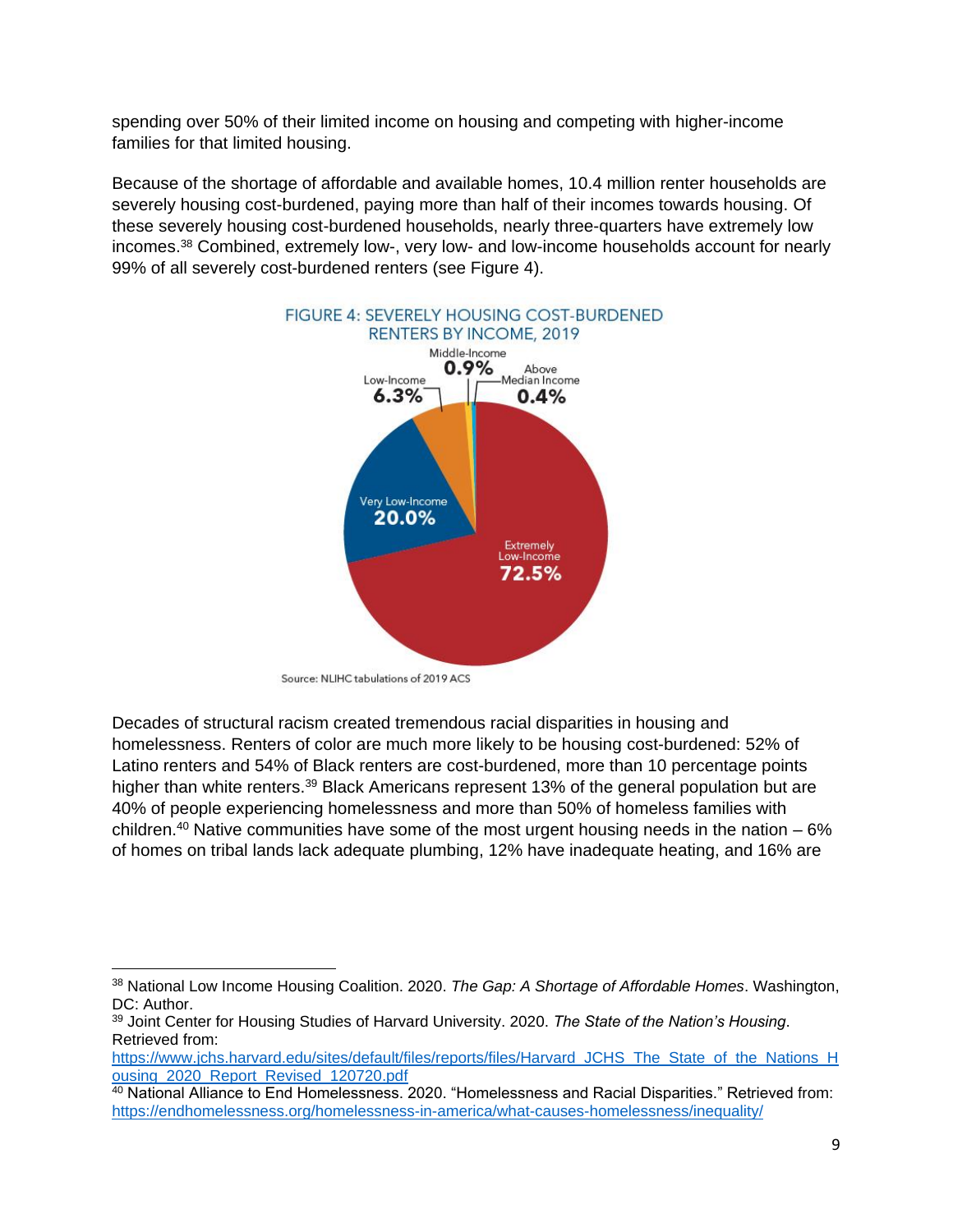spending over 50% of their limited income on housing and competing with higher-income families for that limited housing.

Because of the shortage of affordable and available homes, 10.4 million renter households are severely housing cost-burdened, paying more than half of their incomes towards housing. Of these severely housing cost-burdened households, nearly three-quarters have extremely low incomes.[38] Combined, extremely low-, very low- and low-income households account for nearly 99% of all severely cost-burdened renters (see Figure 4).

FIGURE 4: SEVERELY HOUSING COST-BURDENED RENTERS BY INCOME, 2019

Middle-Income 0.9%

Low-Income 6.3%

Above Median Income 0.4%

Very Low-Income 20.0%

Extremely Low-Income 72.5%

Source: NLIHC tabulations of 2019 ACS

Decades of structural racism created tremendous racial disparities in housing and homelessness. Renters of color are much more likely to be housing cost-burdened: 52% of Latino renters and 54% of Black renters are cost-burdened, more than 10 percentage points higher than white renters.[39] Black Americans represent 13% of the general population but are 40% of people experiencing homelessness and more than 50% of homeless families with children.[40] Native communities have some of the most urgent housing needs in the nation – 6% of homes on tribal lands lack adequate plumbing, 12% have inadequate heating, and 16% are

---

[38] National Low Income Housing Coalition. 2020. *The Gap: A Shortage of Affordable Homes*. Washington, DC: Author.

[39] Joint Center for Housing Studies of Harvard University. 2020. *The State of the Nation's Housing*. Retrieved from: https://www.jchs.harvard.edu/sites/default/files/reports/files/Harvard_JCHS_The_State_of_the_Nations_Housing_2020_Report_Revised_120720.pdf

[40] National Alliance to End Homelessness. 2020. "Homelessness and Racial Disparities." Retrieved from: https://endhomelessness.org/homelessness-in-america/what-causes-homelessness/inequality/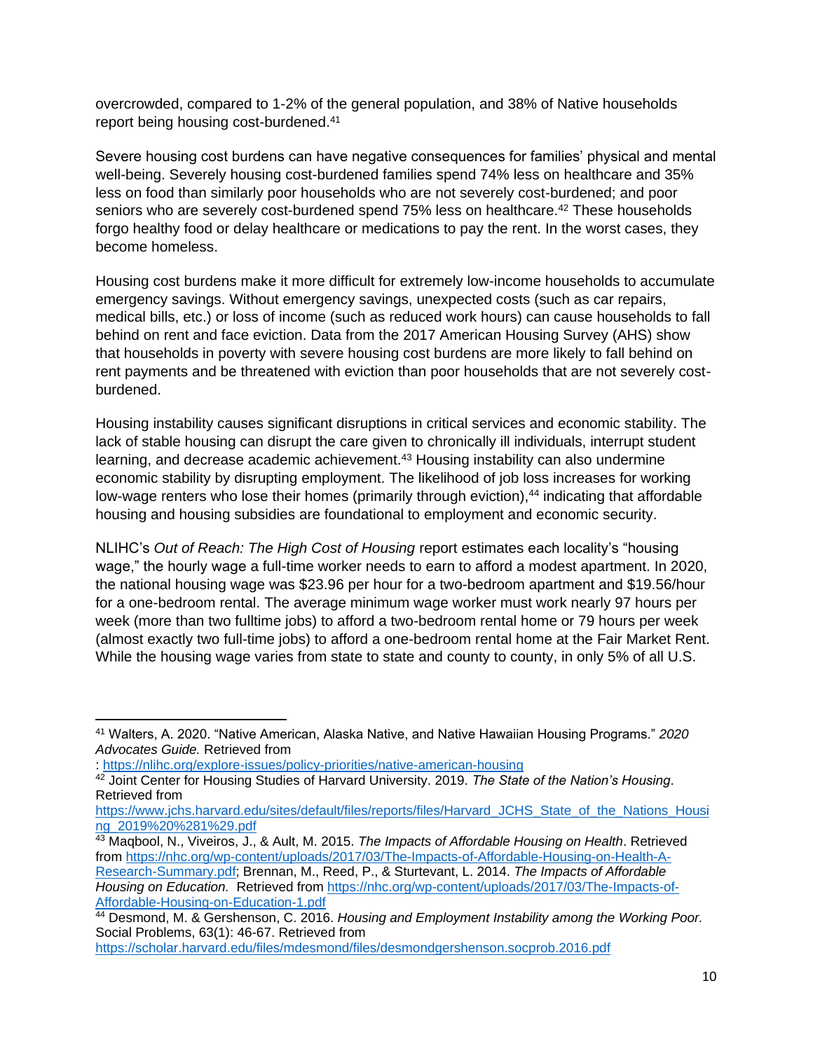overcrowded, compared to 1-2% of the general population, and 38% of Native households report being housing cost-burdened.[41]

Severe housing cost burdens can have negative consequences for families' physical and mental well-being. Severely housing cost-burdened families spend 74% less on healthcare and 35% less on food than similarly poor households who are not severely cost-burdened; and poor seniors who are severely cost-burdened spend 75% less on healthcare.[42] These households forgo healthy food or delay healthcare or medications to pay the rent. In the worst cases, they become homeless.

Housing cost burdens make it more difficult for extremely low-income households to accumulate emergency savings. Without emergency savings, unexpected costs (such as car repairs, medical bills, etc.) or loss of income (such as reduced work hours) can cause households to fall behind on rent and face eviction. Data from the 2017 American Housing Survey (AHS) show that households in poverty with severe housing cost burdens are more likely to fall behind on rent payments and be threatened with eviction than poor households that are not severely cost-burdened.

Housing instability causes significant disruptions in critical services and economic stability. The lack of stable housing can disrupt the care given to chronically ill individuals, interrupt student learning, and decrease academic achievement.[43] Housing instability can also undermine economic stability by disrupting employment. The likelihood of job loss increases for working low-wage renters who lose their homes (primarily through eviction),[44] indicating that affordable housing and housing subsidies are foundational to employment and economic security.

NLIHC's *Out of Reach: The High Cost of Housing* report estimates each locality's "housing wage," the hourly wage a full-time worker needs to earn to afford a modest apartment. In 2020, the national housing wage was $23.96 per hour for a two-bedroom apartment and $19.56/hour for a one-bedroom rental. The average minimum wage worker must work nearly 97 hours per week (more than two fulltime jobs) to afford a two-bedroom rental home or 79 hours per week (almost exactly two full-time jobs) to afford a one-bedroom rental home at the Fair Market Rent. While the housing wage varies from state to state and county to county, in only 5% of all U.S.

---

[41] Walters, A. 2020. "Native American, Alaska Native, and Native Hawaiian Housing Programs." *2020 Advocates Guide.* Retrieved from : https://nlihc.org/explore-issues/policy-priorities/native-american-housing

[42] Joint Center for Housing Studies of Harvard University. 2019. *The State of the Nation's Housing*. Retrieved from https://www.jchs.harvard.edu/sites/default/files/reports/files/Harvard_JCHS_State_of_the_Nations_Housing_2019%20%281%29.pdf

[43] Maqbool, N., Viveiros, J., & Ault, M. 2015. *The Impacts of Affordable Housing on Health*. Retrieved from https://nhc.org/wp-content/uploads/2017/03/The-Impacts-of-Affordable-Housing-on-Health-A-Research-Summary.pdf; Brennan, M., Reed, P., & Sturtevant, L. 2014. *The Impacts of Affordable Housing on Education.* Retrieved from https://nhc.org/wp-content/uploads/2017/03/The-Impacts-of-Affordable-Housing-on-Education-1.pdf

[44] Desmond, M. & Gershenson, C. 2016. *Housing and Employment Instability among the Working Poor.* Social Problems, 63(1): 46-67. Retrieved from https://scholar.harvard.edu/files/mdesmond/files/desmondgershenson.socprob.2016.pdf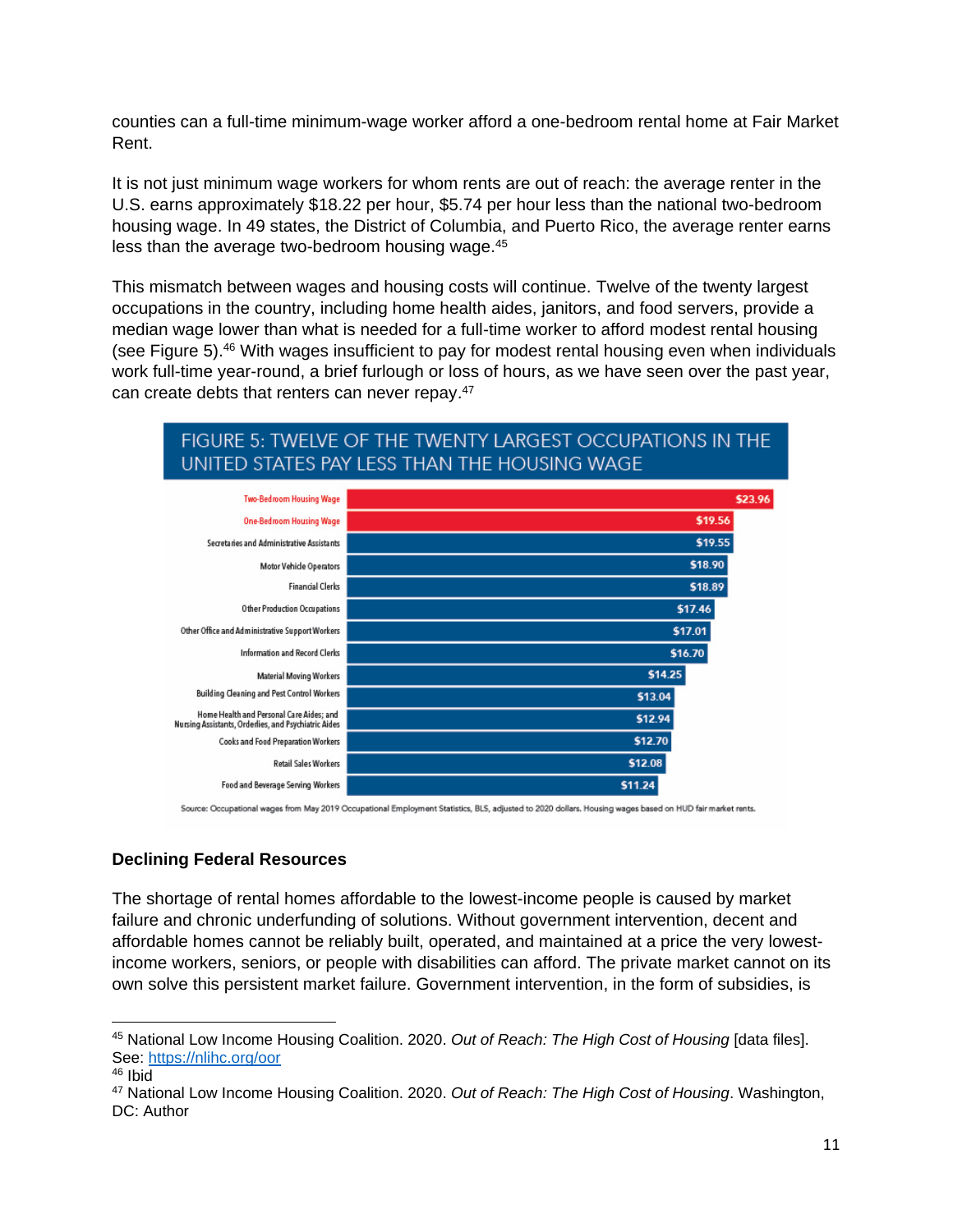counties can a full-time minimum-wage worker afford a one-bedroom rental home at Fair Market Rent.

It is not just minimum wage workers for whom rents are out of reach: the average renter in the U.S. earns approximately $18.22 per hour, $5.74 per hour less than the national two-bedroom housing wage. In 49 states, the District of Columbia, and Puerto Rico, the average renter earns less than the average two-bedroom housing wage.[45]

This mismatch between wages and housing costs will continue. Twelve of the twenty largest occupations in the country, including home health aides, janitors, and food servers, provide a median wage lower than what is needed for a full-time worker to afford modest rental housing (see Figure 5).[46] With wages insufficient to pay for modest rental housing even when individuals work full-time year-round, a brief furlough or loss of hours, as we have seen over the past year, can create debts that renters can never repay.[47]

FIGURE 5: TWELVE OF THE TWENTY LARGEST OCCUPATIONS IN THE UNITED STATES PAY LESS THAN THE HOUSING WAGE

| Occupation | Wage |
|---|---|
| Two-Bedroom Housing Wage | $23.96 |
| One-Bedroom Housing Wage | $19.56 |
| Secretaries and Administrative Assistants | $19.55 |
| Motor Vehicle Operators | $18.90 |
| Financial Clerks | $18.89 |
| Other Production Occupations | $17.46 |
| Other Office and Administrative Support Workers | $17.01 |
| Information and Record Clerks | $16.70 |
| Material Moving Workers | $14.25 |
| Building Cleaning and Pest Control Workers | $13.04 |
| Home Health and Personal Care Aides; and Nursing Assistants, Orderlies, and Psychiatric Aides | $12.94 |
| Cooks and Food Preparation Workers | $12.70 |
| Retail Sales Workers | $12.08 |
| Food and Beverage Serving Workers | $11.24 |

Source: Occupational wages from May 2019 Occupational Employment Statistics, BLS, adjusted to 2020 dollars. Housing wages based on HUD fair market rents.

**Declining Federal Resources**

The shortage of rental homes affordable to the lowest-income people is caused by market failure and chronic underfunding of solutions. Without government intervention, decent and affordable homes cannot be reliably built, operated, and maintained at a price the very lowest-income workers, seniors, or people with disabilities can afford. The private market cannot on its own solve this persistent market failure. Government intervention, in the form of subsidies, is

---

[45] National Low Income Housing Coalition. 2020. *Out of Reach: The High Cost of Housing* [data files]. See: https://nlihc.org/oor

[46] Ibid

[47] National Low Income Housing Coalition. 2020. *Out of Reach: The High Cost of Housing*. Washington, DC: Author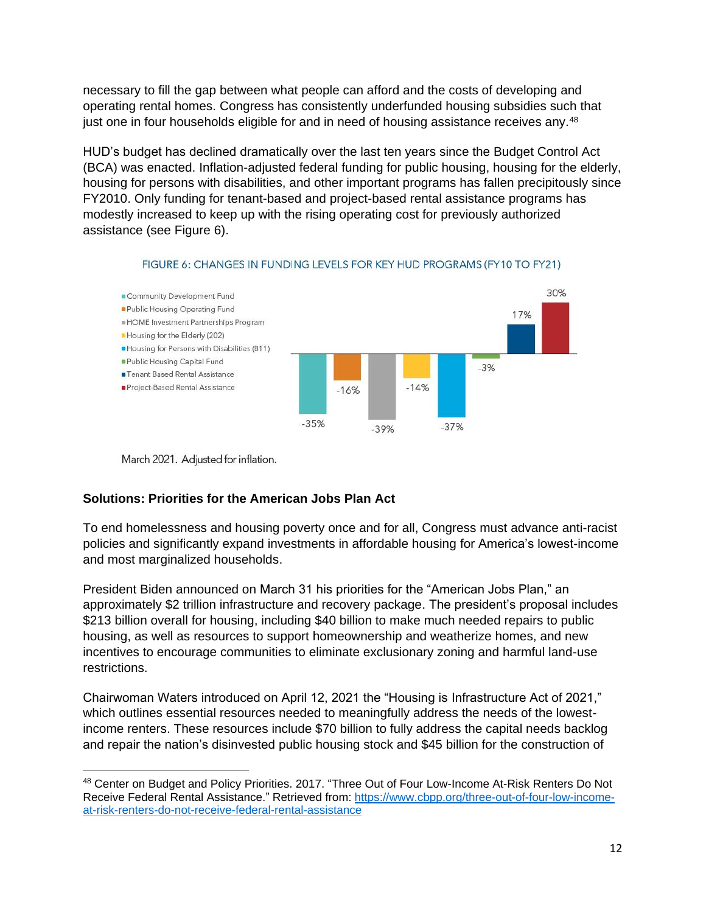necessary to fill the gap between what people can afford and the costs of developing and operating rental homes. Congress has consistently underfunded housing subsidies such that just one in four households eligible for and in need of housing assistance receives any.[48]

HUD's budget has declined dramatically over the last ten years since the Budget Control Act (BCA) was enacted. Inflation-adjusted federal funding for public housing, housing for the elderly, housing for persons with disabilities, and other important programs has fallen precipitously since FY2010. Only funding for tenant-based and project-based rental assistance programs has modestly increased to keep up with the rising operating cost for previously authorized assistance (see Figure 6).

FIGURE 6: CHANGES IN FUNDING LEVELS FOR KEY HUD PROGRAMS (FY10 TO FY21)

| Program | Change |
|---|---|
| Community Development Fund | -35% |
| Public Housing Operating Fund | -16% |
| HOME Investment Partnerships Program | -39% |
| Housing for the Elderly (202) | -14% |
| Housing for Persons with Disabilities (811) | -37% |
| Public Housing Capital Fund | -3% |
| Tenant Based Rental Assistance | 17% |
| Project-Based Rental Assistance | 30% |

March 2021. Adjusted for inflation.

### Solutions: Priorities for the American Jobs Plan Act

To end homelessness and housing poverty once and for all, Congress must advance anti-racist policies and significantly expand investments in affordable housing for America's lowest-income and most marginalized households.

President Biden announced on March 31 his priorities for the "American Jobs Plan," an approximately $2 trillion infrastructure and recovery package. The president's proposal includes $213 billion overall for housing, including $40 billion to make much needed repairs to public housing, as well as resources to support homeownership and weatherize homes, and new incentives to encourage communities to eliminate exclusionary zoning and harmful land-use restrictions.

Chairwoman Waters introduced on April 12, 2021 the "Housing is Infrastructure Act of 2021," which outlines essential resources needed to meaningfully address the needs of the lowest-income renters. These resources include $70 billion to fully address the capital needs backlog and repair the nation's disinvested public housing stock and $45 billion for the construction of

---

[48] Center on Budget and Policy Priorities. 2017. "Three Out of Four Low-Income At-Risk Renters Do Not Receive Federal Rental Assistance." Retrieved from: https://www.cbpp.org/three-out-of-four-low-income-at-risk-renters-do-not-receive-federal-rental-assistance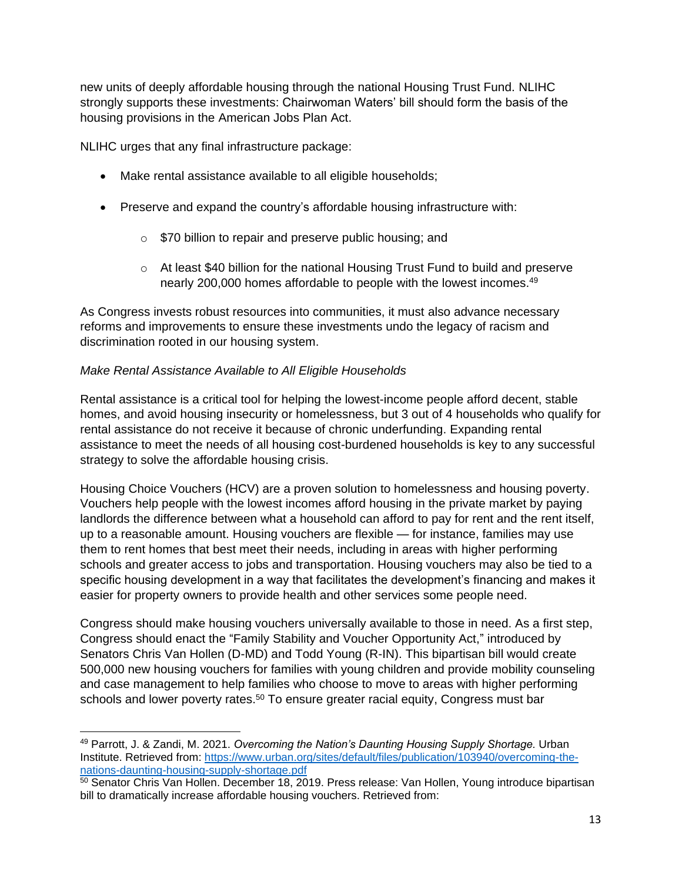new units of deeply affordable housing through the national Housing Trust Fund. NLIHC strongly supports these investments: Chairwoman Waters' bill should form the basis of the housing provisions in the American Jobs Plan Act.

NLIHC urges that any final infrastructure package:

- Make rental assistance available to all eligible households;
- Preserve and expand the country's affordable housing infrastructure with:
  - $70 billion to repair and preserve public housing; and
  - At least $40 billion for the national Housing Trust Fund to build and preserve nearly 200,000 homes affordable to people with the lowest incomes.[49]

As Congress invests robust resources into communities, it must also advance necessary reforms and improvements to ensure these investments undo the legacy of racism and discrimination rooted in our housing system.

*Make Rental Assistance Available to All Eligible Households*

Rental assistance is a critical tool for helping the lowest-income people afford decent, stable homes, and avoid housing insecurity or homelessness, but 3 out of 4 households who qualify for rental assistance do not receive it because of chronic underfunding. Expanding rental assistance to meet the needs of all housing cost-burdened households is key to any successful strategy to solve the affordable housing crisis.

Housing Choice Vouchers (HCV) are a proven solution to homelessness and housing poverty. Vouchers help people with the lowest incomes afford housing in the private market by paying landlords the difference between what a household can afford to pay for rent and the rent itself, up to a reasonable amount. Housing vouchers are flexible — for instance, families may use them to rent homes that best meet their needs, including in areas with higher performing schools and greater access to jobs and transportation. Housing vouchers may also be tied to a specific housing development in a way that facilitates the development's financing and makes it easier for property owners to provide health and other services some people need.

Congress should make housing vouchers universally available to those in need. As a first step, Congress should enact the "Family Stability and Voucher Opportunity Act," introduced by Senators Chris Van Hollen (D-MD) and Todd Young (R-IN). This bipartisan bill would create 500,000 new housing vouchers for families with young children and provide mobility counseling and case management to help families who choose to move to areas with higher performing schools and lower poverty rates.[50] To ensure greater racial equity, Congress must bar

---

[49] Parrott, J. & Zandi, M. 2021. *Overcoming the Nation's Daunting Housing Supply Shortage.* Urban Institute. Retrieved from: https://www.urban.org/sites/default/files/publication/103940/overcoming-the-nations-daunting-housing-supply-shortage.pdf

[50] Senator Chris Van Hollen. December 18, 2019. Press release: Van Hollen, Young introduce bipartisan bill to dramatically increase affordable housing vouchers. Retrieved from: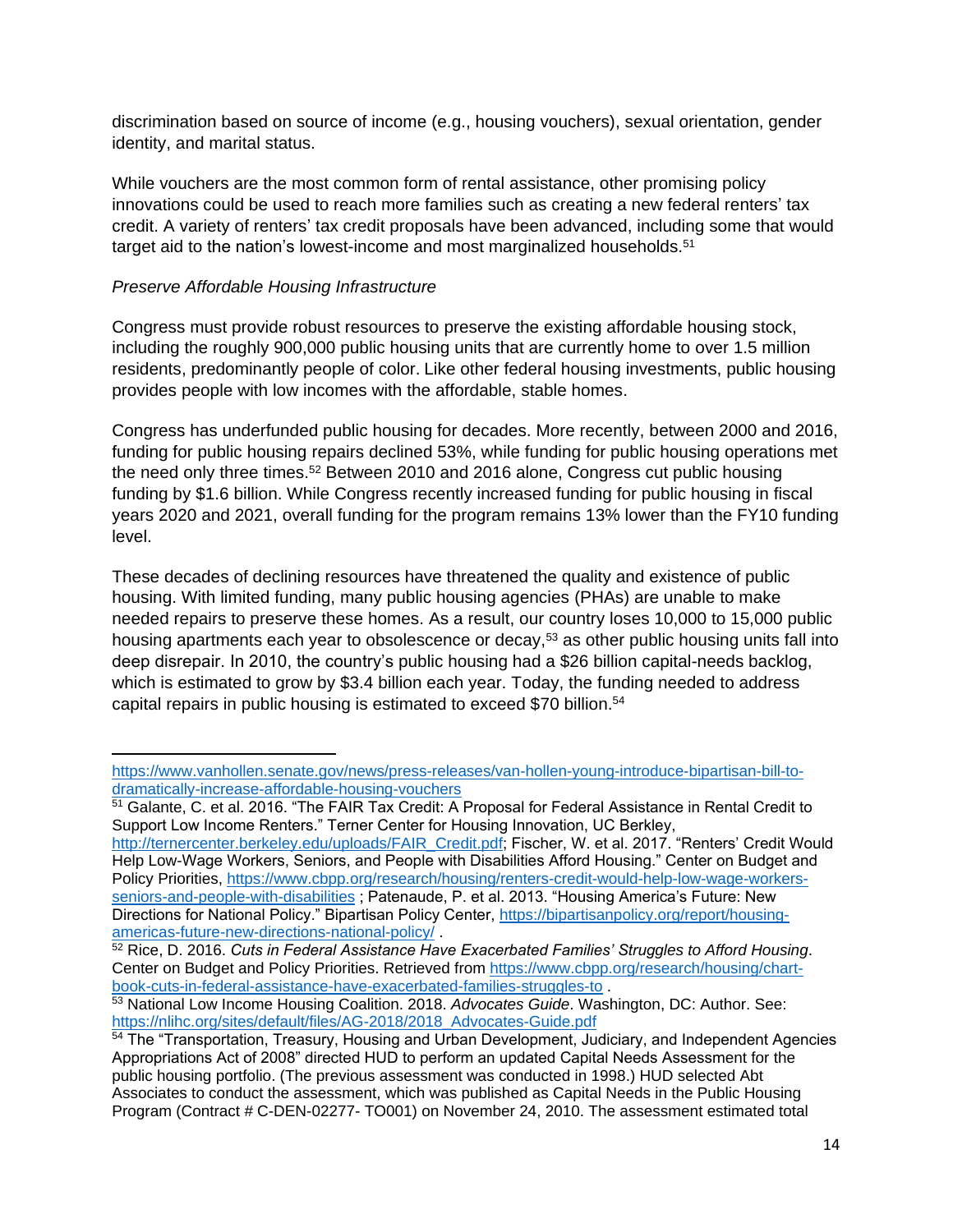discrimination based on source of income (e.g., housing vouchers), sexual orientation, gender identity, and marital status.

While vouchers are the most common form of rental assistance, other promising policy innovations could be used to reach more families such as creating a new federal renters' tax credit. A variety of renters' tax credit proposals have been advanced, including some that would target aid to the nation's lowest-income and most marginalized households.[51]

*Preserve Affordable Housing Infrastructure*

Congress must provide robust resources to preserve the existing affordable housing stock, including the roughly 900,000 public housing units that are currently home to over 1.5 million residents, predominantly people of color. Like other federal housing investments, public housing provides people with low incomes with the affordable, stable homes.

Congress has underfunded public housing for decades. More recently, between 2000 and 2016, funding for public housing repairs declined 53%, while funding for public housing operations met the need only three times.[52] Between 2010 and 2016 alone, Congress cut public housing funding by $1.6 billion. While Congress recently increased funding for public housing in fiscal years 2020 and 2021, overall funding for the program remains 13% lower than the FY10 funding level.

These decades of declining resources have threatened the quality and existence of public housing. With limited funding, many public housing agencies (PHAs) are unable to make needed repairs to preserve these homes. As a result, our country loses 10,000 to 15,000 public housing apartments each year to obsolescence or decay,[53] as other public housing units fall into deep disrepair. In 2010, the country's public housing had a $26 billion capital-needs backlog, which is estimated to grow by $3.4 billion each year. Today, the funding needed to address capital repairs in public housing is estimated to exceed $70 billion.[54]

---

https://www.vanhollen.senate.gov/news/press-releases/van-hollen-young-introduce-bipartisan-bill-to-dramatically-increase-affordable-housing-vouchers

[51] Galante, C. et al. 2016. "The FAIR Tax Credit: A Proposal for Federal Assistance in Rental Credit to Support Low Income Renters." Terner Center for Housing Innovation, UC Berkley, http://ternercenter.berkeley.edu/uploads/FAIR_Credit.pdf; Fischer, W. et al. 2017. "Renters' Credit Would Help Low-Wage Workers, Seniors, and People with Disabilities Afford Housing." Center on Budget and Policy Priorities, https://www.cbpp.org/research/housing/renters-credit-would-help-low-wage-workers-seniors-and-people-with-disabilities ; Patenaude, P. et al. 2013. "Housing America's Future: New Directions for National Policy." Bipartisan Policy Center, https://bipartisanpolicy.org/report/housing-americas-future-new-directions-national-policy/ .

[52] Rice, D. 2016. *Cuts in Federal Assistance Have Exacerbated Families' Struggles to Afford Housing*. Center on Budget and Policy Priorities. Retrieved from https://www.cbpp.org/research/housing/chart-book-cuts-in-federal-assistance-have-exacerbated-families-struggles-to .

[53] National Low Income Housing Coalition. 2018. *Advocates Guide*. Washington, DC: Author. See: https://nlihc.org/sites/default/files/AG-2018/2018_Advocates-Guide.pdf

[54] The "Transportation, Treasury, Housing and Urban Development, Judiciary, and Independent Agencies Appropriations Act of 2008" directed HUD to perform an updated Capital Needs Assessment for the public housing portfolio. (The previous assessment was conducted in 1998.) HUD selected Abt Associates to conduct the assessment, which was published as Capital Needs in the Public Housing Program (Contract # C-DEN-02277- TO001) on November 24, 2010. The assessment estimated total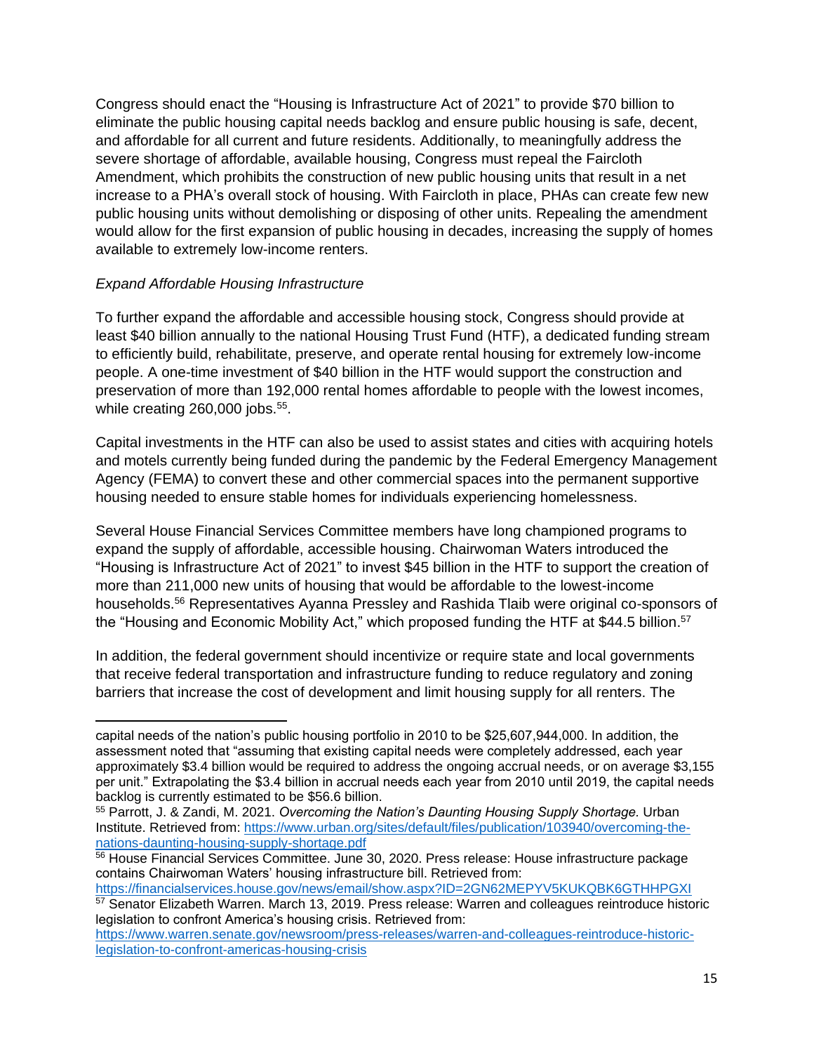Congress should enact the "Housing is Infrastructure Act of 2021" to provide $70 billion to eliminate the public housing capital needs backlog and ensure public housing is safe, decent, and affordable for all current and future residents. Additionally, to meaningfully address the severe shortage of affordable, available housing, Congress must repeal the Faircloth Amendment, which prohibits the construction of new public housing units that result in a net increase to a PHA's overall stock of housing. With Faircloth in place, PHAs can create few new public housing units without demolishing or disposing of other units. Repealing the amendment would allow for the first expansion of public housing in decades, increasing the supply of homes available to extremely low-income renters.

*Expand Affordable Housing Infrastructure*

To further expand the affordable and accessible housing stock, Congress should provide at least $40 billion annually to the national Housing Trust Fund (HTF), a dedicated funding stream to efficiently build, rehabilitate, preserve, and operate rental housing for extremely low-income people. A one-time investment of $40 billion in the HTF would support the construction and preservation of more than 192,000 rental homes affordable to people with the lowest incomes, while creating 260,000 jobs.[55].

Capital investments in the HTF can also be used to assist states and cities with acquiring hotels and motels currently being funded during the pandemic by the Federal Emergency Management Agency (FEMA) to convert these and other commercial spaces into the permanent supportive housing needed to ensure stable homes for individuals experiencing homelessness.

Several House Financial Services Committee members have long championed programs to expand the supply of affordable, accessible housing. Chairwoman Waters introduced the "Housing is Infrastructure Act of 2021" to invest $45 billion in the HTF to support the creation of more than 211,000 new units of housing that would be affordable to the lowest-income households.[56] Representatives Ayanna Pressley and Rashida Tlaib were original co-sponsors of the "Housing and Economic Mobility Act," which proposed funding the HTF at $44.5 billion.[57]

In addition, the federal government should incentivize or require state and local governments that receive federal transportation and infrastructure funding to reduce regulatory and zoning barriers that increase the cost of development and limit housing supply for all renters. The

---

capital needs of the nation's public housing portfolio in 2010 to be $25,607,944,000. In addition, the assessment noted that "assuming that existing capital needs were completely addressed, each year approximately $3.4 billion would be required to address the ongoing accrual needs, or on average $3,155 per unit." Extrapolating the $3.4 billion in accrual needs each year from 2010 until 2019, the capital needs backlog is currently estimated to be $56.6 billion.

[55] Parrott, J. & Zandi, M. 2021. *Overcoming the Nation's Daunting Housing Supply Shortage.* Urban Institute. Retrieved from: https://www.urban.org/sites/default/files/publication/103940/overcoming-the-nations-daunting-housing-supply-shortage.pdf

[56] House Financial Services Committee. June 30, 2020. Press release: House infrastructure package contains Chairwoman Waters' housing infrastructure bill. Retrieved from: https://financialservices.house.gov/news/email/show.aspx?ID=2GN62MEPYV5KUKQBK6GTHHPGXI

[57] Senator Elizabeth Warren. March 13, 2019. Press release: Warren and colleagues reintroduce historic legislation to confront America's housing crisis. Retrieved from: https://www.warren.senate.gov/newsroom/press-releases/warren-and-colleagues-reintroduce-historic-legislation-to-confront-americas-housing-crisis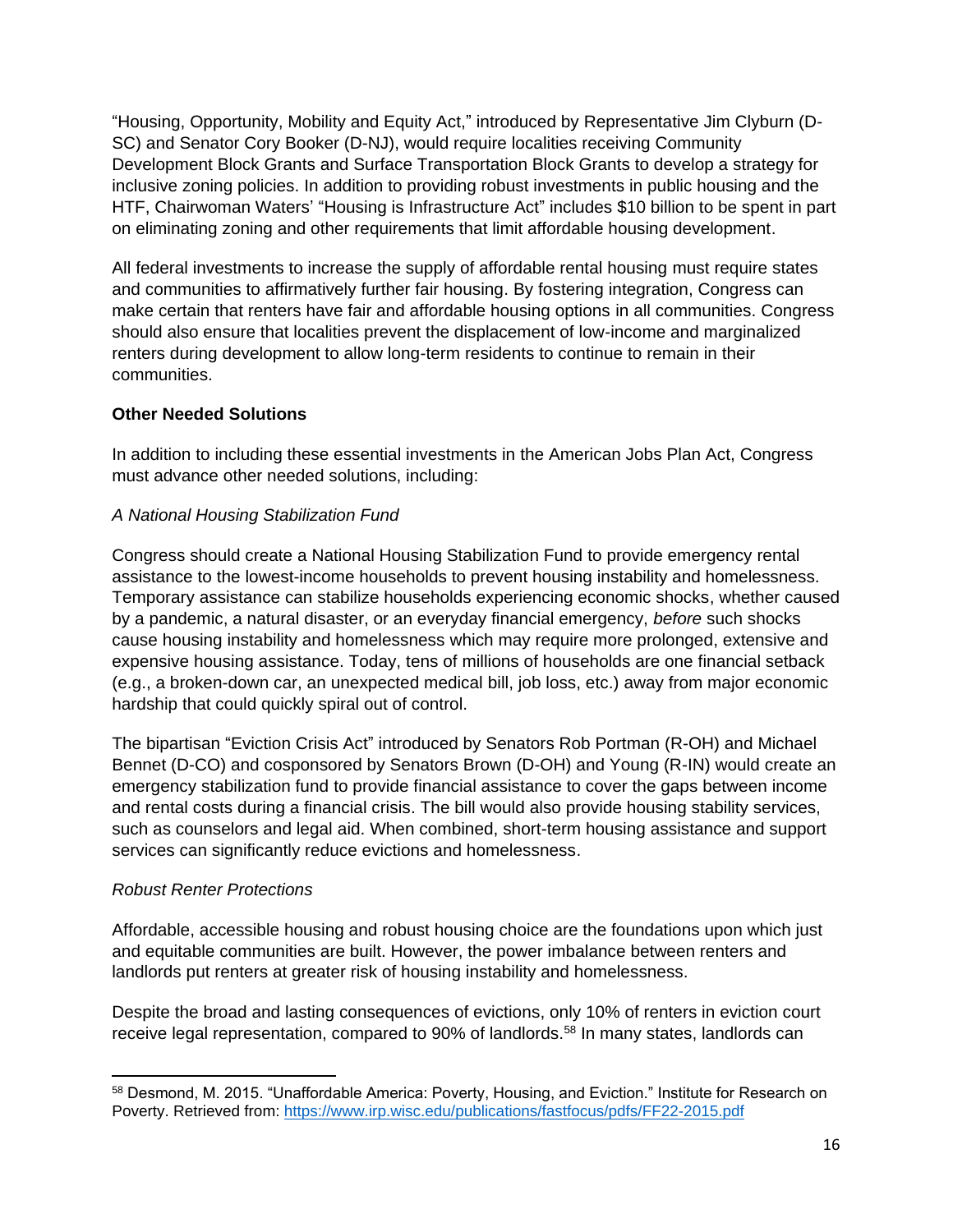"Housing, Opportunity, Mobility and Equity Act," introduced by Representative Jim Clyburn (D-SC) and Senator Cory Booker (D-NJ), would require localities receiving Community Development Block Grants and Surface Transportation Block Grants to develop a strategy for inclusive zoning policies. In addition to providing robust investments in public housing and the HTF, Chairwoman Waters' "Housing is Infrastructure Act" includes $10 billion to be spent in part on eliminating zoning and other requirements that limit affordable housing development.

All federal investments to increase the supply of affordable rental housing must require states and communities to affirmatively further fair housing. By fostering integration, Congress can make certain that renters have fair and affordable housing options in all communities. Congress should also ensure that localities prevent the displacement of low-income and marginalized renters during development to allow long-term residents to continue to remain in their communities.

**Other Needed Solutions**

In addition to including these essential investments in the American Jobs Plan Act, Congress must advance other needed solutions, including:

*A National Housing Stabilization Fund*

Congress should create a National Housing Stabilization Fund to provide emergency rental assistance to the lowest-income households to prevent housing instability and homelessness. Temporary assistance can stabilize households experiencing economic shocks, whether caused by a pandemic, a natural disaster, or an everyday financial emergency, *before* such shocks cause housing instability and homelessness which may require more prolonged, extensive and expensive housing assistance. Today, tens of millions of households are one financial setback (e.g., a broken-down car, an unexpected medical bill, job loss, etc.) away from major economic hardship that could quickly spiral out of control.

The bipartisan "Eviction Crisis Act" introduced by Senators Rob Portman (R-OH) and Michael Bennet (D-CO) and cosponsored by Senators Brown (D-OH) and Young (R-IN) would create an emergency stabilization fund to provide financial assistance to cover the gaps between income and rental costs during a financial crisis. The bill would also provide housing stability services, such as counselors and legal aid. When combined, short-term housing assistance and support services can significantly reduce evictions and homelessness.

*Robust Renter Protections*

Affordable, accessible housing and robust housing choice are the foundations upon which just and equitable communities are built. However, the power imbalance between renters and landlords put renters at greater risk of housing instability and homelessness.

Despite the broad and lasting consequences of evictions, only 10% of renters in eviction court receive legal representation, compared to 90% of landlords.[58] In many states, landlords can

[58] Desmond, M. 2015. "Unaffordable America: Poverty, Housing, and Eviction." Institute for Research on Poverty. Retrieved from: https://www.irp.wisc.edu/publications/fastfocus/pdfs/FF22-2015.pdf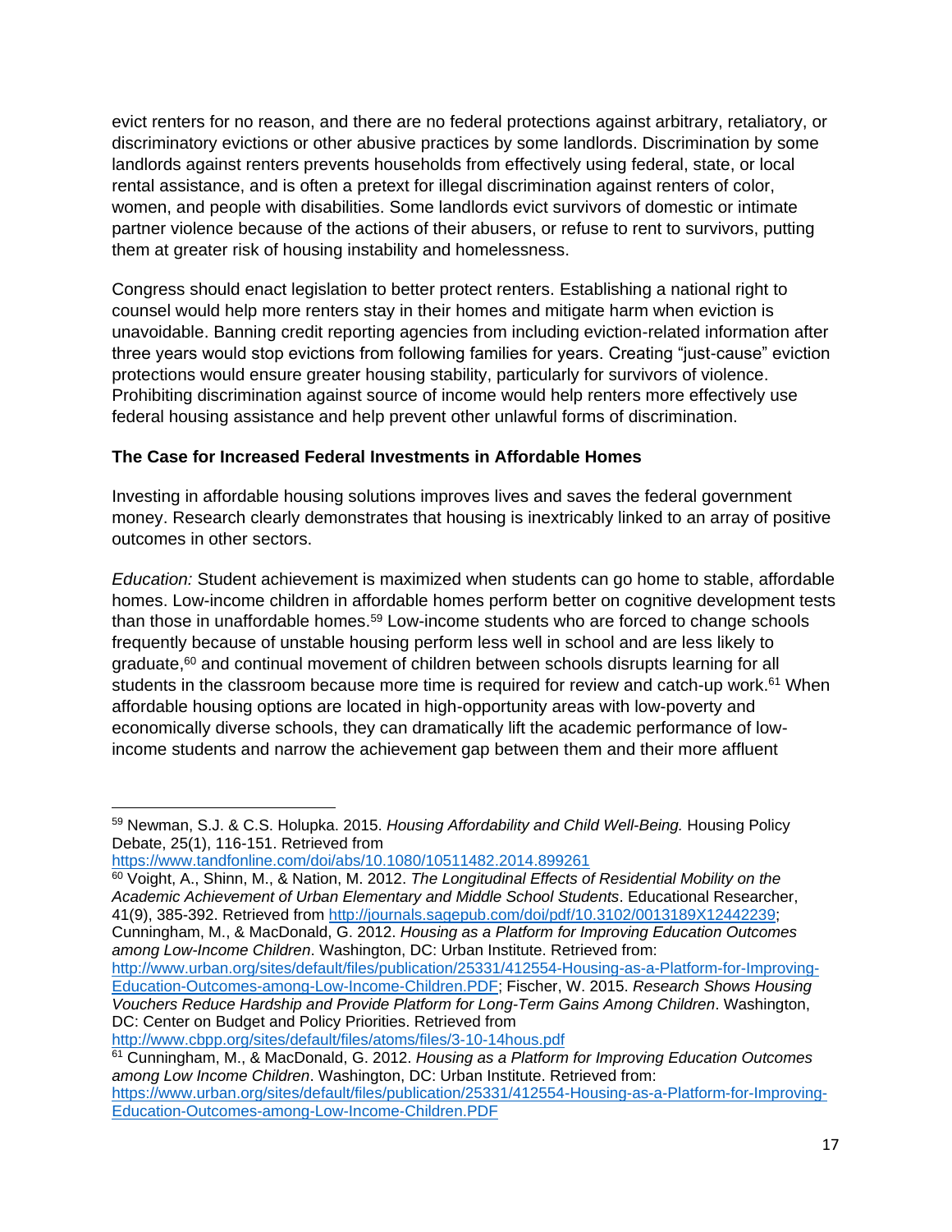evict renters for no reason, and there are no federal protections against arbitrary, retaliatory, or discriminatory evictions or other abusive practices by some landlords. Discrimination by some landlords against renters prevents households from effectively using federal, state, or local rental assistance, and is often a pretext for illegal discrimination against renters of color, women, and people with disabilities. Some landlords evict survivors of domestic or intimate partner violence because of the actions of their abusers, or refuse to rent to survivors, putting them at greater risk of housing instability and homelessness.

Congress should enact legislation to better protect renters. Establishing a national right to counsel would help more renters stay in their homes and mitigate harm when eviction is unavoidable. Banning credit reporting agencies from including eviction-related information after three years would stop evictions from following families for years. Creating "just-cause" eviction protections would ensure greater housing stability, particularly for survivors of violence. Prohibiting discrimination against source of income would help renters more effectively use federal housing assistance and help prevent other unlawful forms of discrimination.

**The Case for Increased Federal Investments in Affordable Homes**

Investing in affordable housing solutions improves lives and saves the federal government money. Research clearly demonstrates that housing is inextricably linked to an array of positive outcomes in other sectors.

*Education:* Student achievement is maximized when students can go home to stable, affordable homes. Low-income children in affordable homes perform better on cognitive development tests than those in unaffordable homes.[59] Low-income students who are forced to change schools frequently because of unstable housing perform less well in school and are less likely to graduate,[60] and continual movement of children between schools disrupts learning for all students in the classroom because more time is required for review and catch-up work.[61] When affordable housing options are located in high-opportunity areas with low-poverty and economically diverse schools, they can dramatically lift the academic performance of low-income students and narrow the achievement gap between them and their more affluent

---

[59] Newman, S.J. & C.S. Holupka. 2015. *Housing Affordability and Child Well-Being.* Housing Policy Debate, 25(1), 116-151. Retrieved from https://www.tandfonline.com/doi/abs/10.1080/10511482.2014.899261

[60] Voight, A., Shinn, M., & Nation, M. 2012. *The Longitudinal Effects of Residential Mobility on the Academic Achievement of Urban Elementary and Middle School Students*. Educational Researcher, 41(9), 385-392. Retrieved from http://journals.sagepub.com/doi/pdf/10.3102/0013189X12442239; Cunningham, M., & MacDonald, G. 2012. *Housing as a Platform for Improving Education Outcomes among Low-Income Children*. Washington, DC: Urban Institute. Retrieved from: http://www.urban.org/sites/default/files/publication/25331/412554-Housing-as-a-Platform-for-Improving-Education-Outcomes-among-Low-Income-Children.PDF; Fischer, W. 2015. *Research Shows Housing Vouchers Reduce Hardship and Provide Platform for Long-Term Gains Among Children*. Washington, DC: Center on Budget and Policy Priorities. Retrieved from http://www.cbpp.org/sites/default/files/atoms/files/3-10-14hous.pdf

[61] Cunningham, M., & MacDonald, G. 2012. *Housing as a Platform for Improving Education Outcomes among Low Income Children*. Washington, DC: Urban Institute. Retrieved from: https://www.urban.org/sites/default/files/publication/25331/412554-Housing-as-a-Platform-for-Improving-Education-Outcomes-among-Low-Income-Children.PDF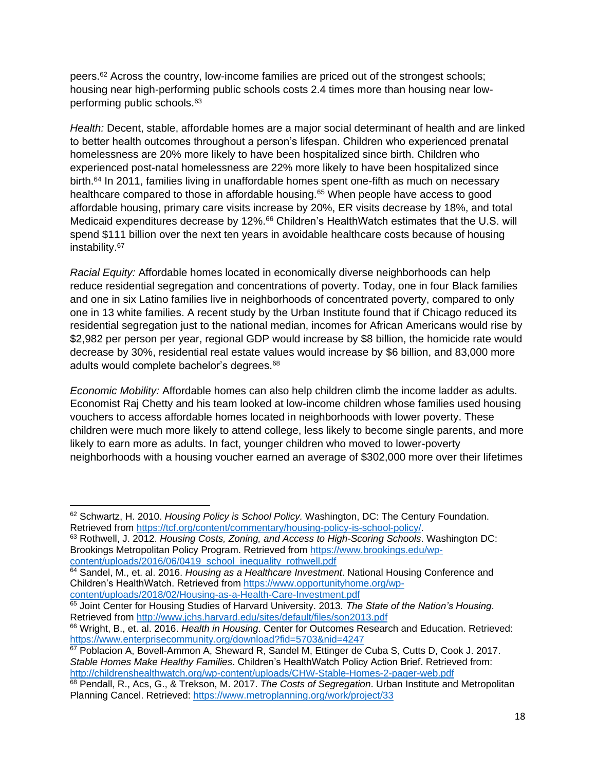peers.[62] Across the country, low-income families are priced out of the strongest schools; housing near high-performing public schools costs 2.4 times more than housing near low-performing public schools.[63]

*Health:* Decent, stable, affordable homes are a major social determinant of health and are linked to better health outcomes throughout a person's lifespan. Children who experienced prenatal homelessness are 20% more likely to have been hospitalized since birth. Children who experienced post-natal homelessness are 22% more likely to have been hospitalized since birth.[64] In 2011, families living in unaffordable homes spent one-fifth as much on necessary healthcare compared to those in affordable housing.[65] When people have access to good affordable housing, primary care visits increase by 20%, ER visits decrease by 18%, and total Medicaid expenditures decrease by 12%.[66] Children's HealthWatch estimates that the U.S. will spend $111 billion over the next ten years in avoidable healthcare costs because of housing instability.[67]

*Racial Equity:* Affordable homes located in economically diverse neighborhoods can help reduce residential segregation and concentrations of poverty. Today, one in four Black families and one in six Latino families live in neighborhoods of concentrated poverty, compared to only one in 13 white families. A recent study by the Urban Institute found that if Chicago reduced its residential segregation just to the national median, incomes for African Americans would rise by $2,982 per person per year, regional GDP would increase by $8 billion, the homicide rate would decrease by 30%, residential real estate values would increase by $6 billion, and 83,000 more adults would complete bachelor's degrees.[68]

*Economic Mobility:* Affordable homes can also help children climb the income ladder as adults. Economist Raj Chetty and his team looked at low-income children whose families used housing vouchers to access affordable homes located in neighborhoods with lower poverty. These children were much more likely to attend college, less likely to become single parents, and more likely to earn more as adults. In fact, younger children who moved to lower-poverty neighborhoods with a housing voucher earned an average of $302,000 more over their lifetimes

---

[62] Schwartz, H. 2010. *Housing Policy is School Policy.* Washington, DC: The Century Foundation. Retrieved from https://tcf.org/content/commentary/housing-policy-is-school-policy/.

[63] Rothwell, J. 2012. *Housing Costs, Zoning, and Access to High-Scoring Schools*. Washington DC: Brookings Metropolitan Policy Program. Retrieved from https://www.brookings.edu/wp-content/uploads/2016/06/0419_school_inequality_rothwell.pdf

[64] Sandel, M., et. al. 2016. *Housing as a Healthcare Investment*. National Housing Conference and Children's HealthWatch. Retrieved from https://www.opportunityhome.org/wp-content/uploads/2018/02/Housing-as-a-Health-Care-Investment.pdf

[65] Joint Center for Housing Studies of Harvard University. 2013. *The State of the Nation's Housing*. Retrieved from http://www.jchs.harvard.edu/sites/default/files/son2013.pdf

[66] Wright, B., et. al. 2016. *Health in Housing*. Center for Outcomes Research and Education. Retrieved: https://www.enterprisecommunity.org/download?fid=5703&nid=4247

[67] Poblacion A, Bovell-Ammon A, Sheward R, Sandel M, Ettinger de Cuba S, Cutts D, Cook J. 2017. *Stable Homes Make Healthy Families*. Children's HealthWatch Policy Action Brief. Retrieved from: http://childrenshealthwatch.org/wp-content/uploads/CHW-Stable-Homes-2-pager-web.pdf

[68] Pendall, R., Acs, G., & Trekson, M. 2017. *The Costs of Segregation*. Urban Institute and Metropolitan Planning Cancel. Retrieved: https://www.metroplanning.org/work/project/33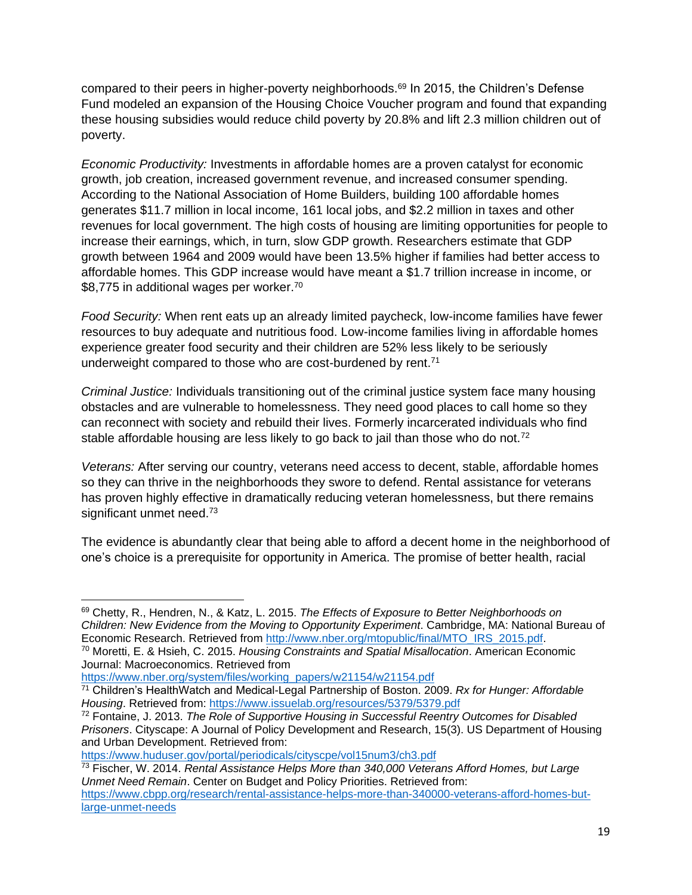compared to their peers in higher-poverty neighborhoods.[69] In 2015, the Children's Defense Fund modeled an expansion of the Housing Choice Voucher program and found that expanding these housing subsidies would reduce child poverty by 20.8% and lift 2.3 million children out of poverty.

*Economic Productivity:* Investments in affordable homes are a proven catalyst for economic growth, job creation, increased government revenue, and increased consumer spending. According to the National Association of Home Builders, building 100 affordable homes generates $11.7 million in local income, 161 local jobs, and $2.2 million in taxes and other revenues for local government. The high costs of housing are limiting opportunities for people to increase their earnings, which, in turn, slow GDP growth. Researchers estimate that GDP growth between 1964 and 2009 would have been 13.5% higher if families had better access to affordable homes. This GDP increase would have meant a $1.7 trillion increase in income, or $8,775 in additional wages per worker.[70]

*Food Security:* When rent eats up an already limited paycheck, low-income families have fewer resources to buy adequate and nutritious food. Low-income families living in affordable homes experience greater food security and their children are 52% less likely to be seriously underweight compared to those who are cost-burdened by rent.[71]

*Criminal Justice:* Individuals transitioning out of the criminal justice system face many housing obstacles and are vulnerable to homelessness. They need good places to call home so they can reconnect with society and rebuild their lives. Formerly incarcerated individuals who find stable affordable housing are less likely to go back to jail than those who do not.[72]

*Veterans:* After serving our country, veterans need access to decent, stable, affordable homes so they can thrive in the neighborhoods they swore to defend. Rental assistance for veterans has proven highly effective in dramatically reducing veteran homelessness, but there remains significant unmet need.[73]

The evidence is abundantly clear that being able to afford a decent home in the neighborhood of one's choice is a prerequisite for opportunity in America. The promise of better health, racial

---

[69] Chetty, R., Hendren, N., & Katz, L. 2015. *The Effects of Exposure to Better Neighborhoods on Children: New Evidence from the Moving to Opportunity Experiment*. Cambridge, MA: National Bureau of Economic Research. Retrieved from http://www.nber.org/mtopublic/final/MTO_IRS_2015.pdf.

[70] Moretti, E. & Hsieh, C. 2015. *Housing Constraints and Spatial Misallocation*. American Economic Journal: Macroeconomics. Retrieved from https://www.nber.org/system/files/working_papers/w21154/w21154.pdf

[71] Children's HealthWatch and Medical-Legal Partnership of Boston. 2009. *Rx for Hunger: Affordable Housing*. Retrieved from: https://www.issuelab.org/resources/5379/5379.pdf

[72] Fontaine, J. 2013. *The Role of Supportive Housing in Successful Reentry Outcomes for Disabled Prisoners*. Cityscape: A Journal of Policy Development and Research, 15(3). US Department of Housing and Urban Development. Retrieved from: https://www.huduser.gov/portal/periodicals/cityscpe/vol15num3/ch3.pdf

[73] Fischer, W. 2014. *Rental Assistance Helps More than 340,000 Veterans Afford Homes, but Large Unmet Need Remain*. Center on Budget and Policy Priorities. Retrieved from: https://www.cbpp.org/research/rental-assistance-helps-more-than-340000-veterans-afford-homes-but-large-unmet-needs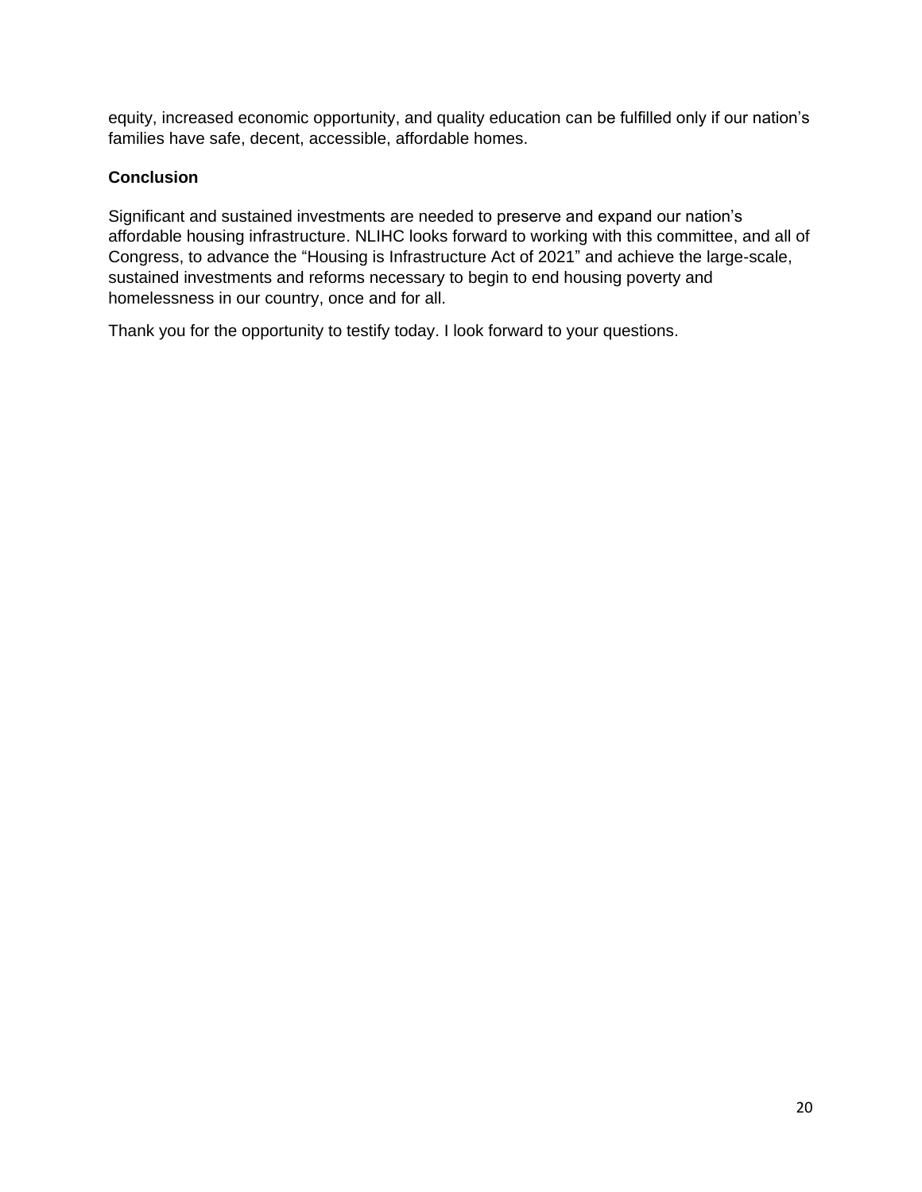equity, increased economic opportunity, and quality education can be fulfilled only if our nation's families have safe, decent, accessible, affordable homes.

**Conclusion**

Significant and sustained investments are needed to preserve and expand our nation's affordable housing infrastructure. NLIHC looks forward to working with this committee, and all of Congress, to advance the "Housing is Infrastructure Act of 2021" and achieve the large-scale, sustained investments and reforms necessary to begin to end housing poverty and homelessness in our country, once and for all.

Thank you for the opportunity to testify today. I look forward to your questions.